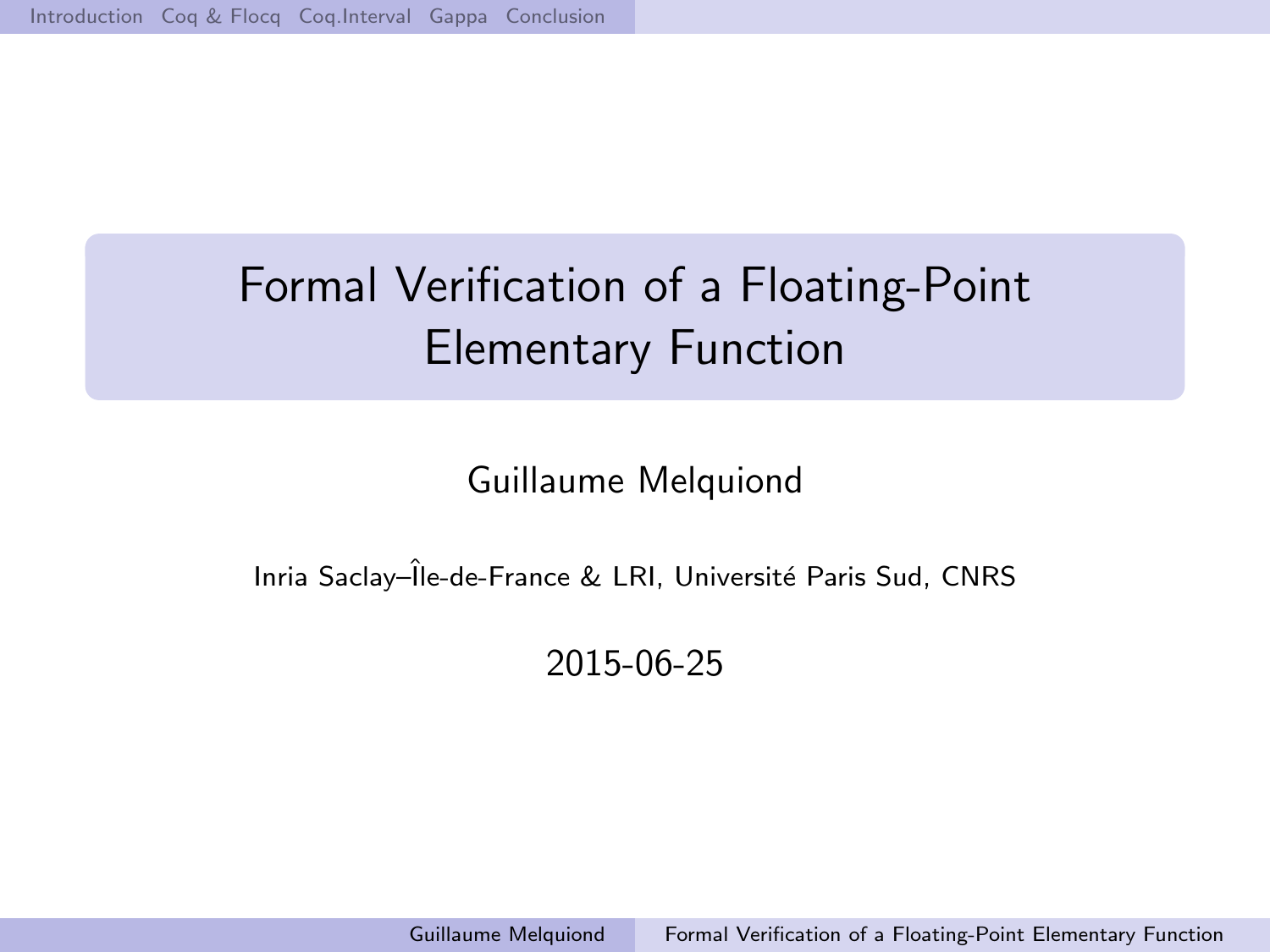# Formal Verification of a Floating-Point Elementary Function

Guillaume Melquiond

Inria Saclay–Île-de-France & LRI, Université Paris Sud, CNRS

2015-06-25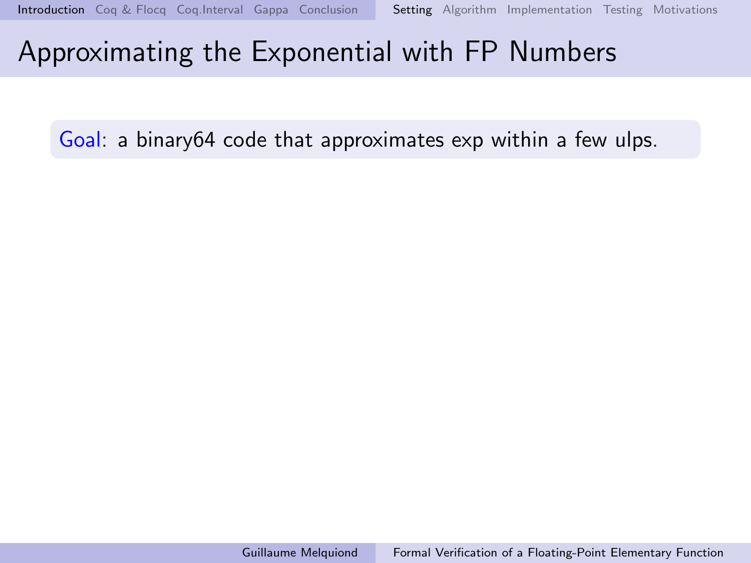# Approximating the Exponential with FP Numbers

**Goal**: a binary64 code that approximates exp within a few ulps.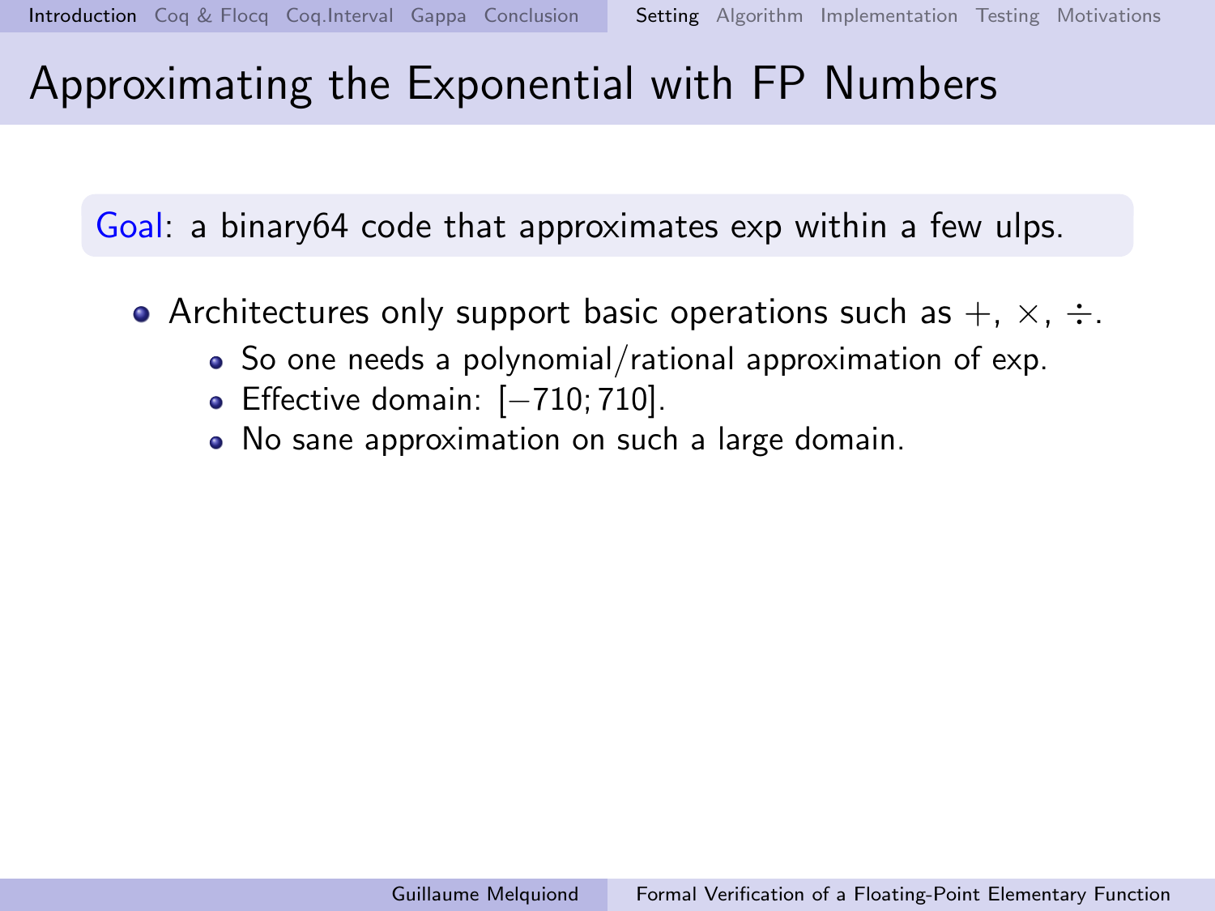# Approximating the Exponential with FP Numbers

Goal: a binary64 code that approximates exp within a few ulps.

- Architectures only support basic operations such as $+$, $\times$, $\div$.
  - So one needs a polynomial/rational approximation of exp.
  - Effective domain: $[-710; 710]$.
  - No sane approximation on such a large domain.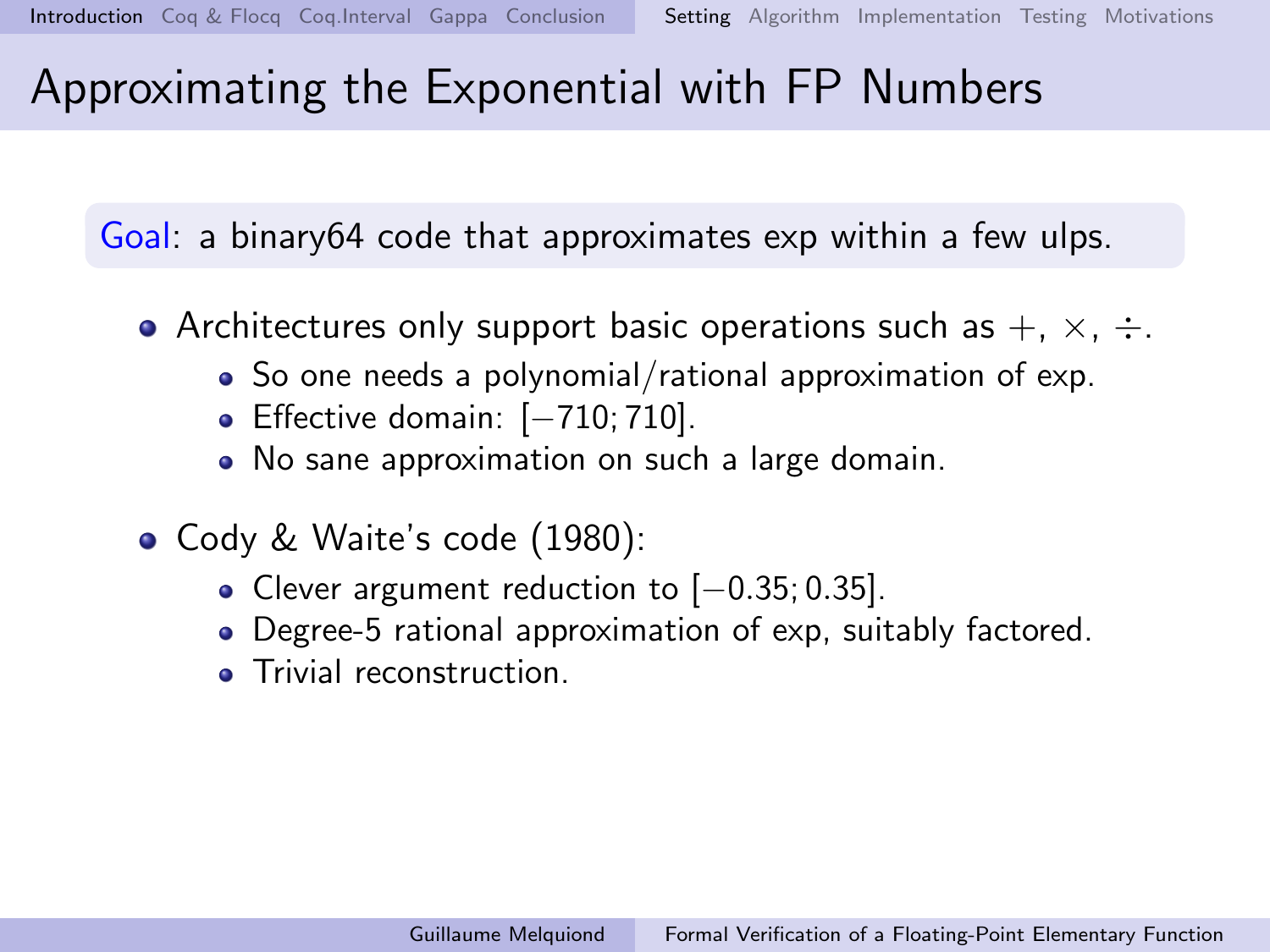# Approximating the Exponential with FP Numbers

**Goal**: a binary64 code that approximates exp within a few ulps.

- Architectures only support basic operations such as $+$, $\times$, $\div$.
  - So one needs a polynomial/rational approximation of exp.
  - Effective domain: $[-710; 710]$.
  - No sane approximation on such a large domain.
- Cody & Waite's code (1980):
  - Clever argument reduction to $[-0.35; 0.35]$.
  - Degree-5 rational approximation of exp, suitably factored.
  - Trivial reconstruction.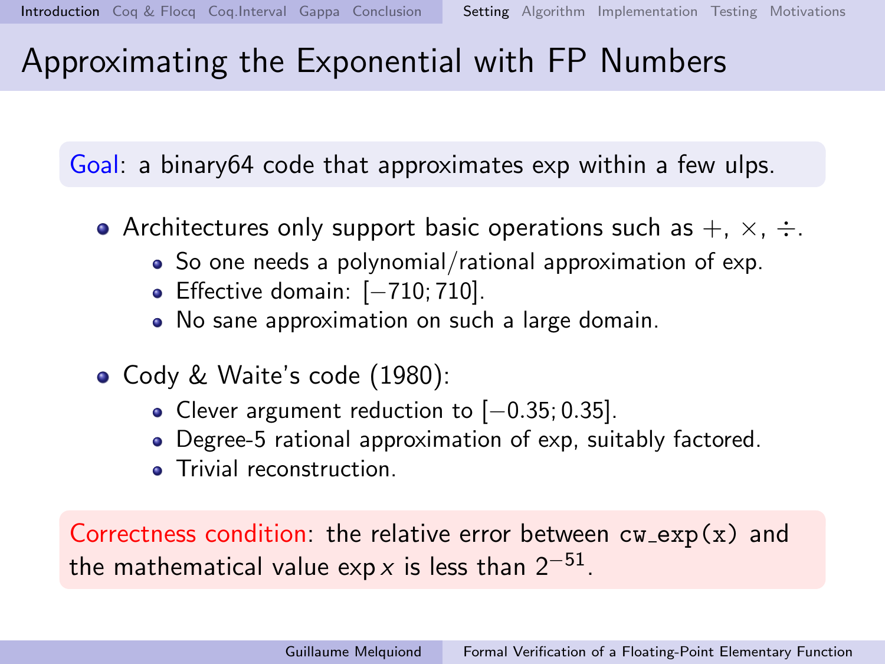# Approximating the Exponential with FP Numbers

Goal: a binary64 code that approximates exp within a few ulps.

- Architectures only support basic operations such as $+$, $\times$, $\div$.
  - So one needs a polynomial/rational approximation of exp.
  - Effective domain: $[-710; 710]$.
  - No sane approximation on such a large domain.
- Cody & Waite's code (1980):
  - Clever argument reduction to $[-0.35; 0.35]$.
  - Degree-5 rational approximation of exp, suitably factored.
  - Trivial reconstruction.

Correctness condition: the relative error between `cw_exp(x)` and the mathematical value $\exp x$ is less than $2^{-51}$.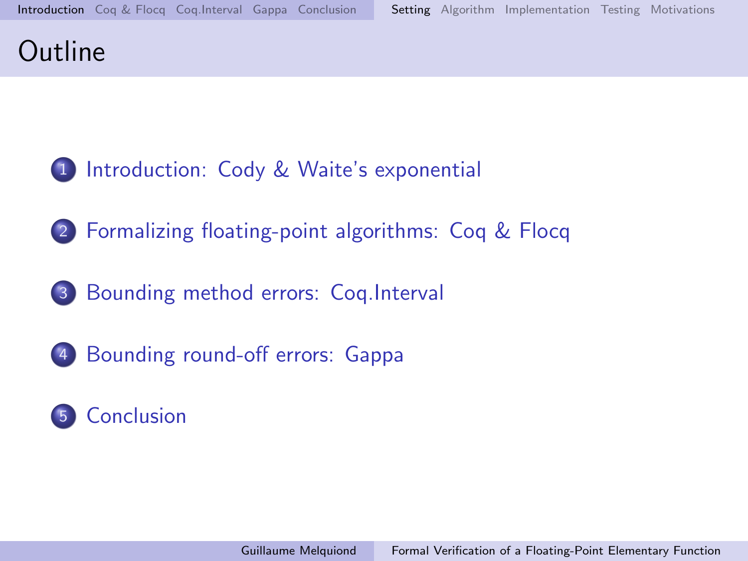# Outline

1. Introduction: Cody & Waite's exponential
2. Formalizing floating-point algorithms: Coq & Flocq
3. Bounding method errors: Coq.Interval
4. Bounding round-off errors: Gappa
5. Conclusion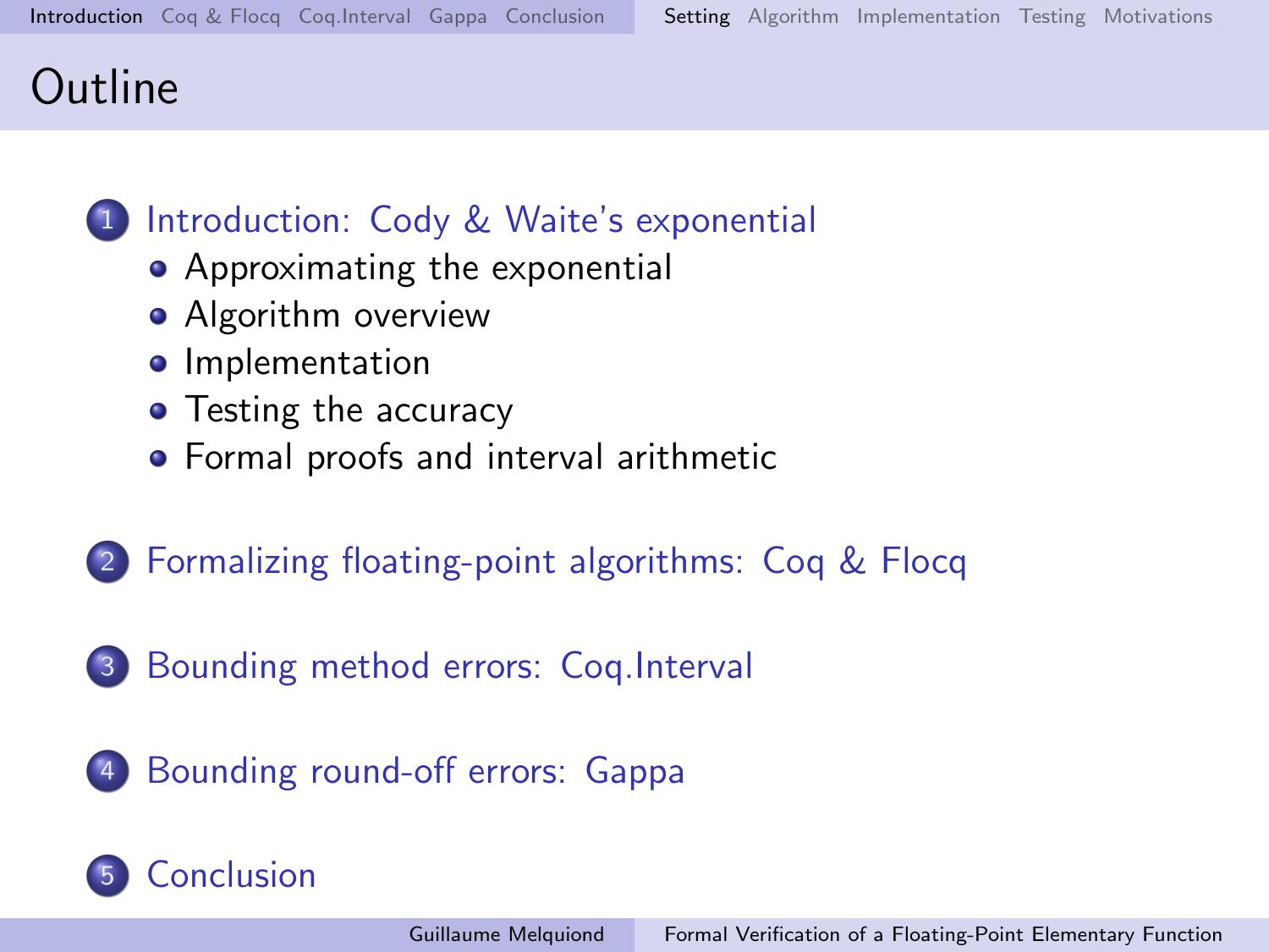# Outline

1. Introduction: Cody & Waite's exponential
   - Approximating the exponential
   - Algorithm overview
   - Implementation
   - Testing the accuracy
   - Formal proofs and interval arithmetic

2. Formalizing floating-point algorithms: Coq & Flocq

3. Bounding method errors: Coq.Interval

4. Bounding round-off errors: Gappa

5. Conclusion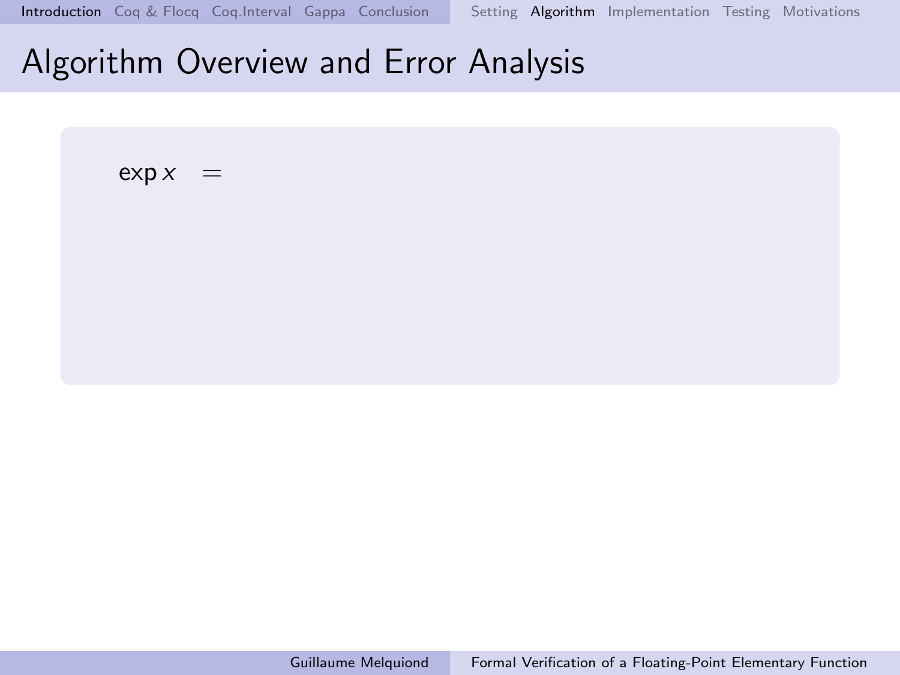# Algorithm Overview and Error Analysis

$$\exp x \quad =$$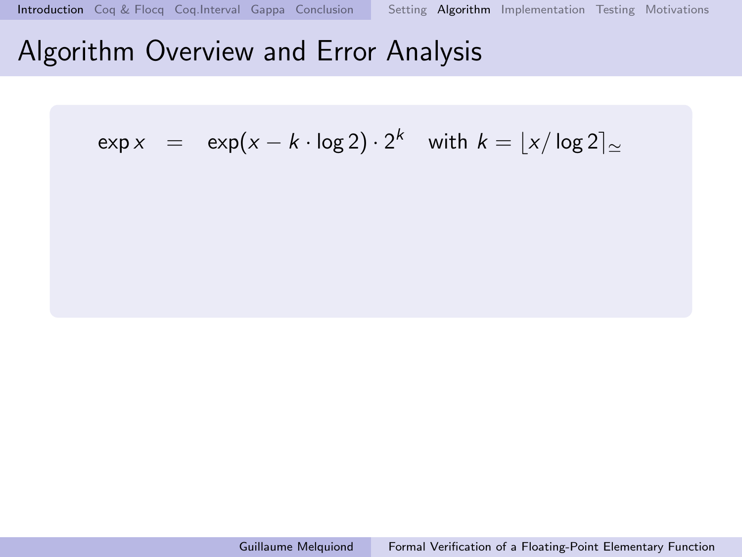# Algorithm Overview and Error Analysis

$$\exp x \quad = \quad \exp(x - k \cdot \log 2) \cdot 2^k \quad \text{with } k = \lfloor x / \log 2 \rceil_{\simeq}$$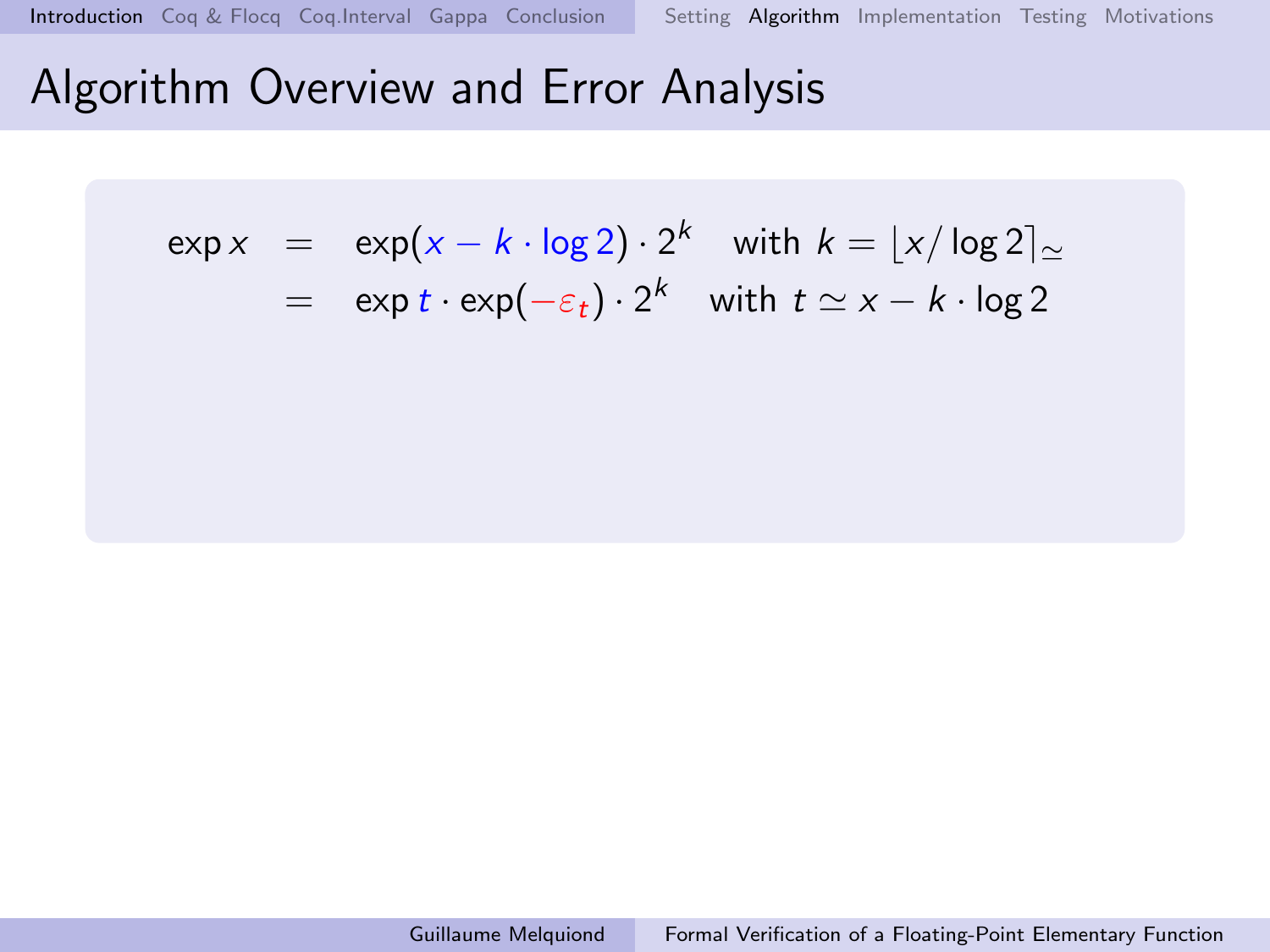# Algorithm Overview and Error Analysis

$$
\begin{aligned}
\exp x &= \exp(x - k \cdot \log 2) \cdot 2^k \quad \text{with } k = \lfloor x / \log 2 \rceil_{\simeq} \\
&= \exp t \cdot \exp(-\varepsilon_t) \cdot 2^k \quad \text{with } t \simeq x - k \cdot \log 2
\end{aligned}
$$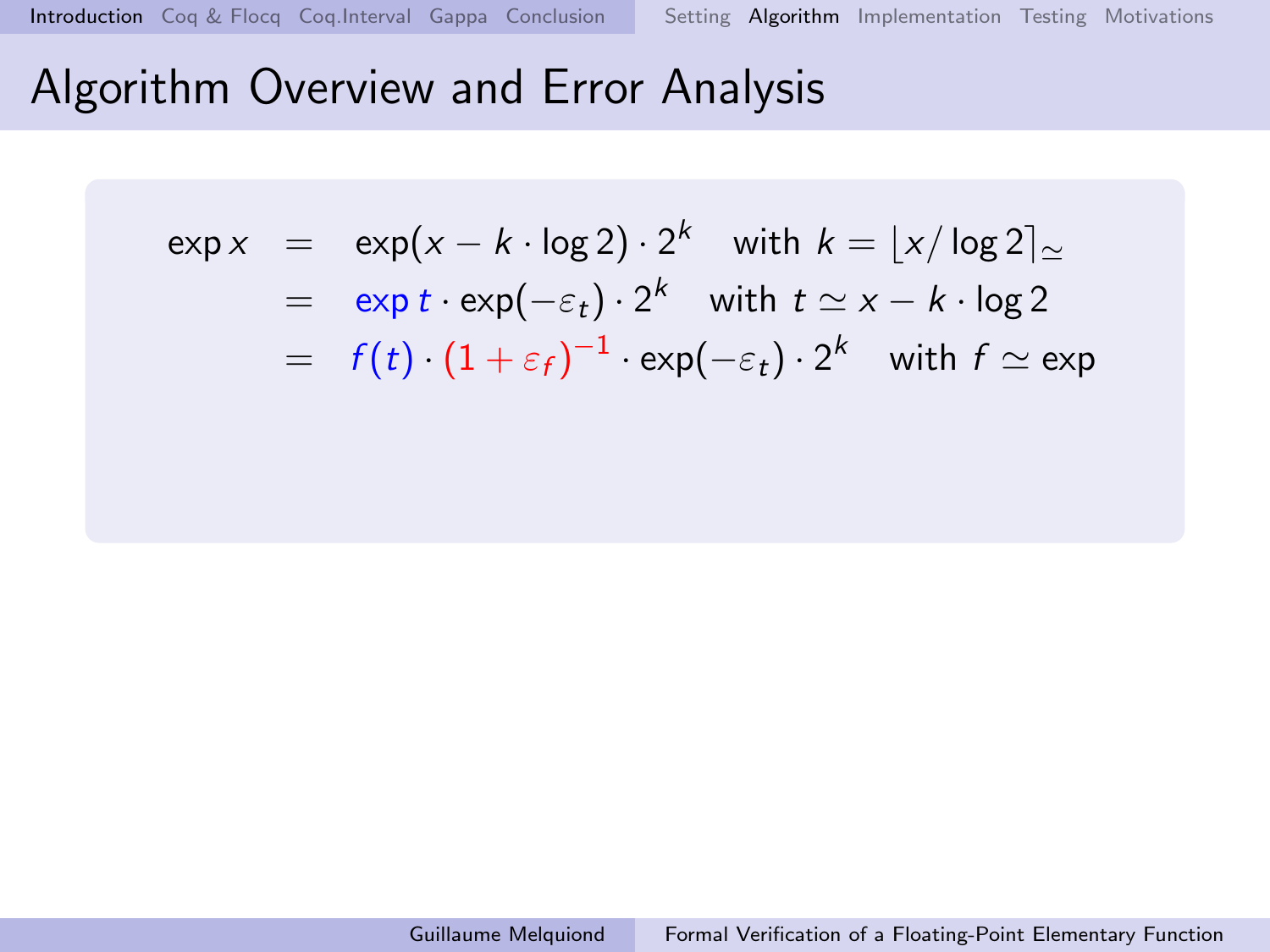# Algorithm Overview and Error Analysis

$$
\begin{aligned}
\exp x &= \exp(x - k \cdot \log 2) \cdot 2^k \quad \text{with } k = \lfloor x / \log 2 \rceil_{\simeq} \\
&= \exp t \cdot \exp(-\varepsilon_t) \cdot 2^k \quad \text{with } t \simeq x - k \cdot \log 2 \\
&= f(t) \cdot (1 + \varepsilon_f)^{-1} \cdot \exp(-\varepsilon_t) \cdot 2^k \quad \text{with } f \simeq \exp
\end{aligned}
$$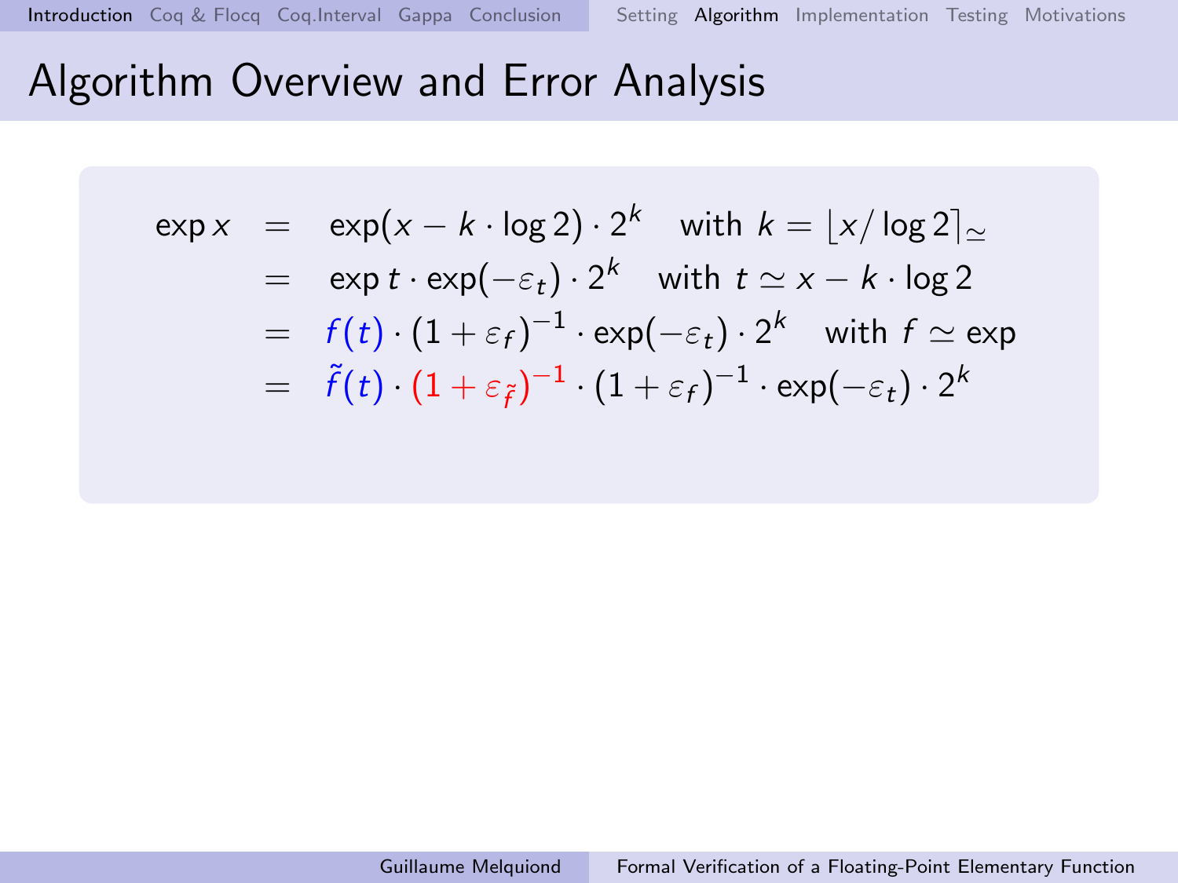# Algorithm Overview and Error Analysis

$$
\begin{aligned}
\exp x &= \exp(x - k \cdot \log 2) \cdot 2^k \quad \text{with } k = \lfloor x / \log 2 \rceil_{\simeq} \\
&= \exp t \cdot \exp(-\varepsilon_t) \cdot 2^k \quad \text{with } t \simeq x - k \cdot \log 2 \\
&= f(t) \cdot (1 + \varepsilon_f)^{-1} \cdot \exp(-\varepsilon_t) \cdot 2^k \quad \text{with } f \simeq \exp \\
&= \tilde{f}(t) \cdot (1 + \varepsilon_{\tilde{f}})^{-1} \cdot (1 + \varepsilon_f)^{-1} \cdot \exp(-\varepsilon_t) \cdot 2^k
\end{aligned}
$$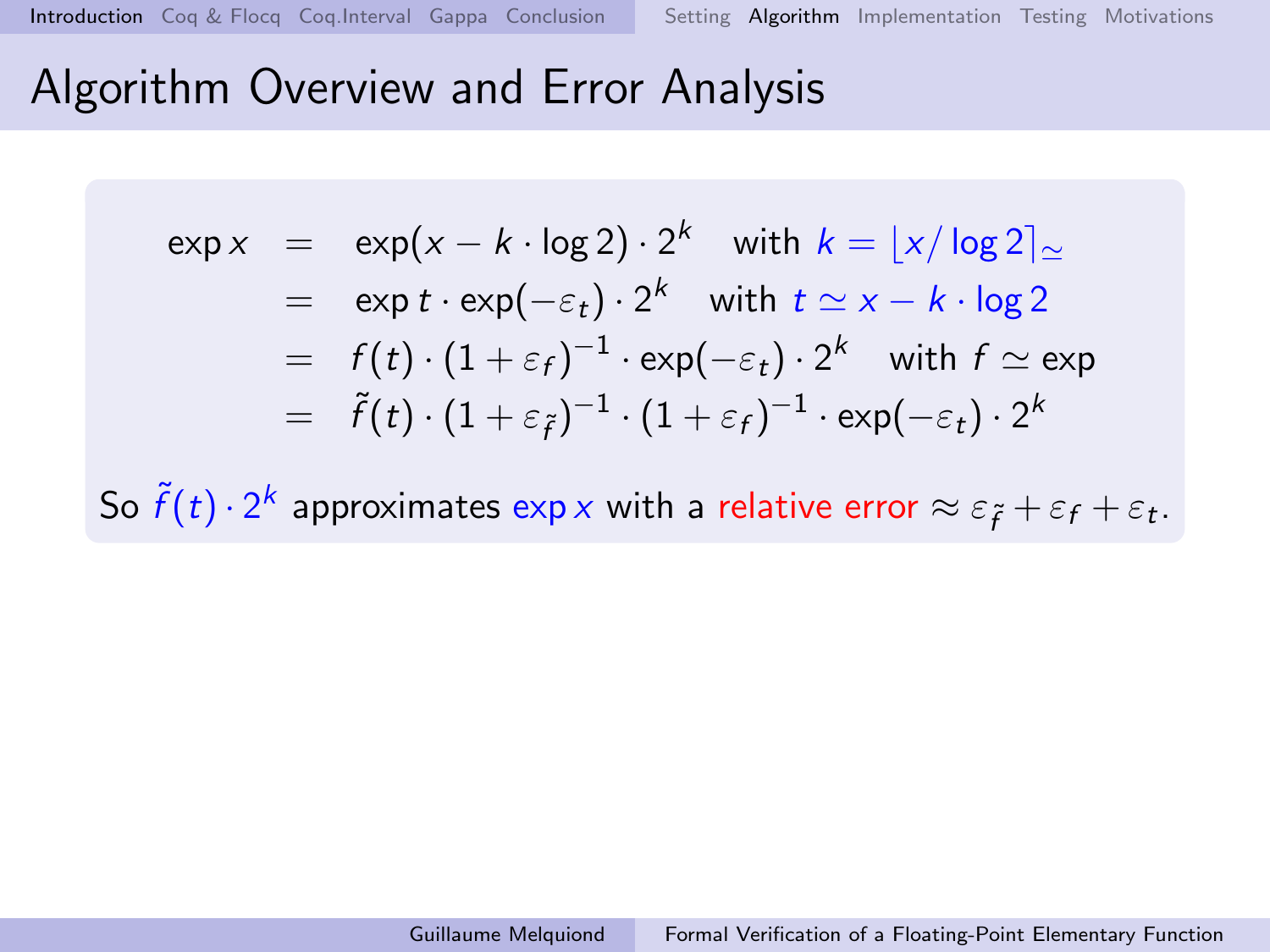# Algorithm Overview and Error Analysis

$$
\begin{aligned}
\exp x &= \exp(x - k \cdot \log 2) \cdot 2^k \quad \text{with } k = \lfloor x / \log 2 \rceil_{\simeq} \\
&= \exp t \cdot \exp(-\varepsilon_t) \cdot 2^k \quad \text{with } t \simeq x - k \cdot \log 2 \\
&= f(t) \cdot (1 + \varepsilon_f)^{-1} \cdot \exp(-\varepsilon_t) \cdot 2^k \quad \text{with } f \simeq \exp \\
&= \tilde{f}(t) \cdot (1 + \varepsilon_{\tilde{f}})^{-1} \cdot (1 + \varepsilon_f)^{-1} \cdot \exp(-\varepsilon_t) \cdot 2^k
\end{aligned}
$$

So $\tilde{f}(t) \cdot 2^k$ approximates $\exp x$ with a relative error $\approx \varepsilon_{\tilde{f}} + \varepsilon_f + \varepsilon_t$.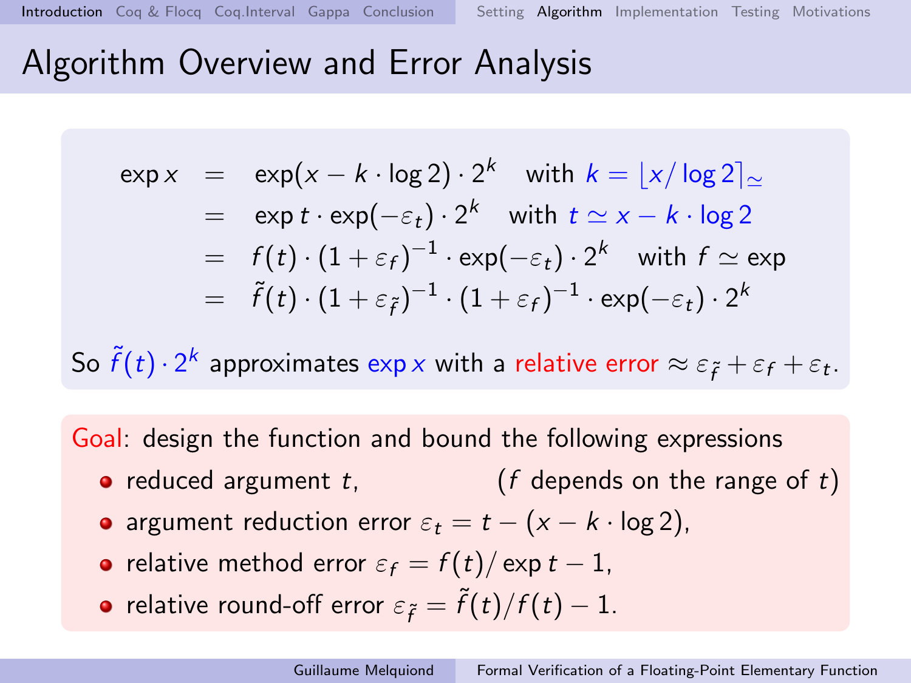# Algorithm Overview and Error Analysis

$$
\begin{aligned}
\exp x &= \exp(x - k \cdot \log 2) \cdot 2^k \quad \text{with } k = \lfloor x / \log 2 \rceil_{\simeq} \\
&= \exp t \cdot \exp(-\varepsilon_t) \cdot 2^k \quad \text{with } t \simeq x - k \cdot \log 2 \\
&= f(t) \cdot (1 + \varepsilon_f)^{-1} \cdot \exp(-\varepsilon_t) \cdot 2^k \quad \text{with } f \simeq \exp \\
&= \tilde{f}(t) \cdot (1 + \varepsilon_{\tilde{f}})^{-1} \cdot (1 + \varepsilon_f)^{-1} \cdot \exp(-\varepsilon_t) \cdot 2^k
\end{aligned}
$$

So $\tilde{f}(t) \cdot 2^k$ approximates $\exp x$ with a relative error $\approx \varepsilon_{\tilde{f}} + \varepsilon_f + \varepsilon_t$.

Goal: design the function and bound the following expressions

- reduced argument $t$, ($f$ depends on the range of $t$)
- argument reduction error $\varepsilon_t = t - (x - k \cdot \log 2)$,
- relative method error $\varepsilon_f = f(t) / \exp t - 1$,
- relative round-off error $\varepsilon_{\tilde{f}} = \tilde{f}(t) / f(t) - 1$.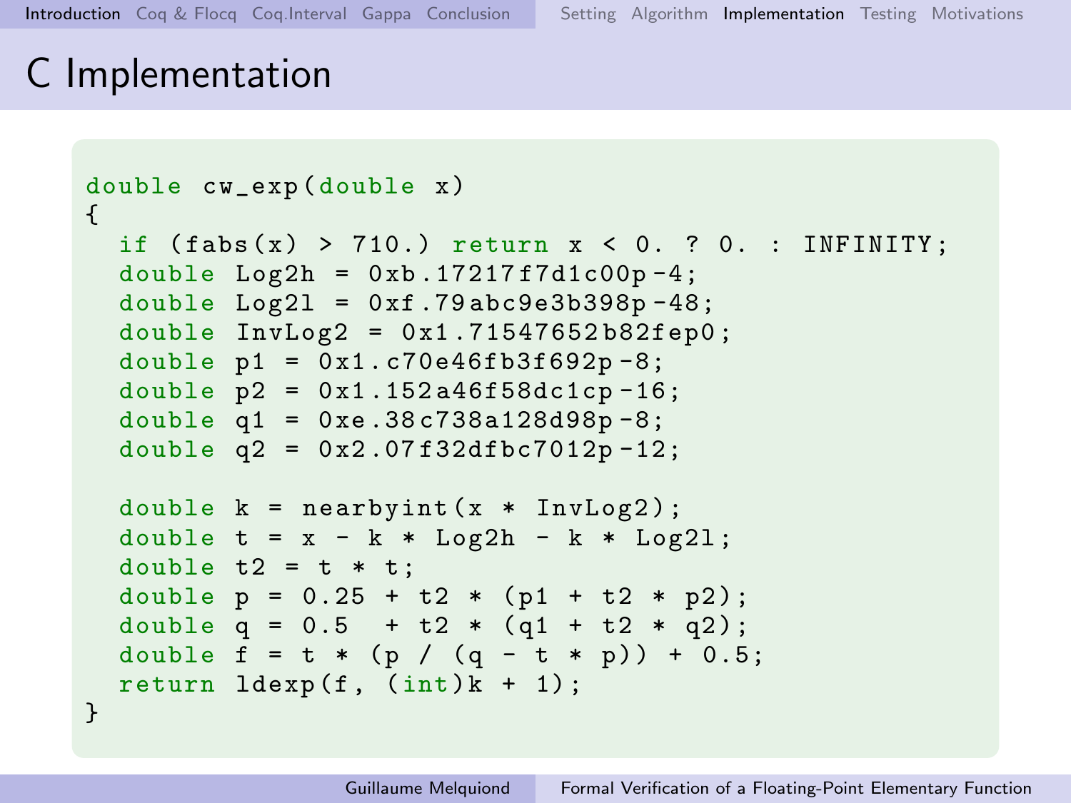# C Implementation

```c
double cw_exp(double x)
{
  if (fabs(x) > 710.) return x < 0. ? 0. : INFINITY;
  double Log2h = 0xb.17217f7d1c00p-4;
  double Log2l = 0xf.79abc9e3b398p-48;
  double InvLog2 = 0x1.71547652b82fep0;
  double p1 = 0x1.c70e46fb3f692p-8;
  double p2 = 0x1.152a46f58dc1cp-16;
  double q1 = 0xe.38c738a128d98p-8;
  double q2 = 0x2.07f32dfbc7012p-12;

  double k = nearbyint(x * InvLog2);
  double t = x - k * Log2h - k * Log2l;
  double t2 = t * t;
  double p = 0.25 + t2 * (p1 + t2 * p2);
  double q = 0.5  + t2 * (q1 + t2 * q2);
  double f = t * (p / (q - t * p)) + 0.5;
  return ldexp(f, (int)k + 1);
}
```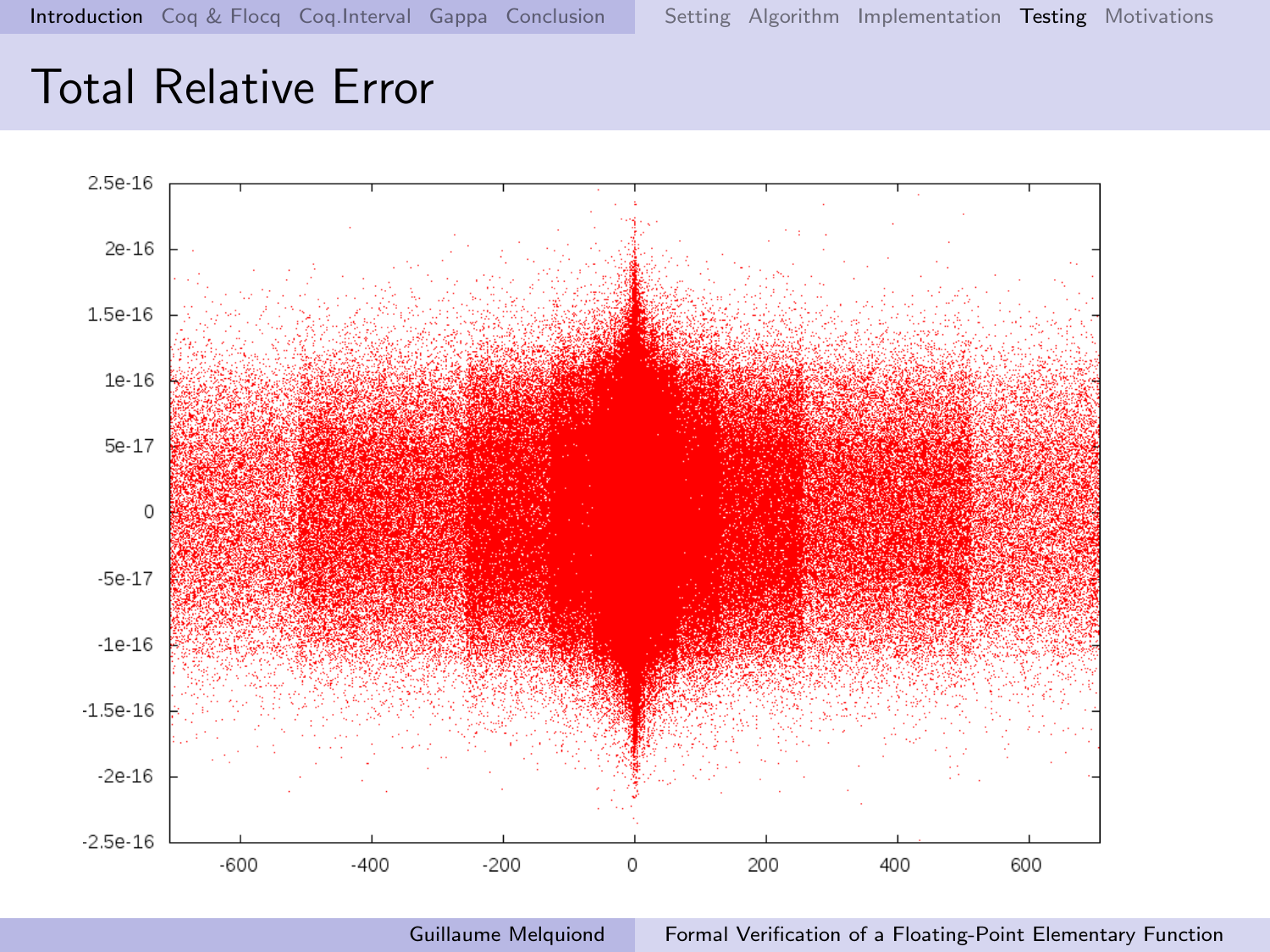# Total Relative Error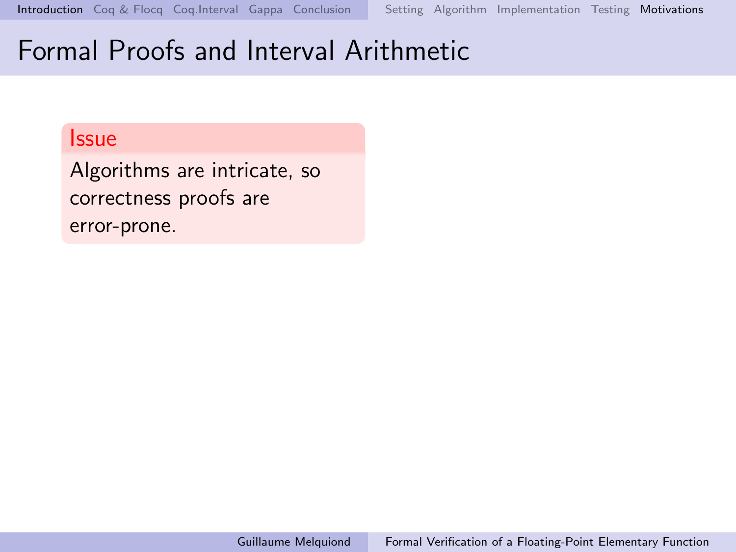# Formal Proofs and Interval Arithmetic

**Issue**

Algorithms are intricate, so correctness proofs are error-prone.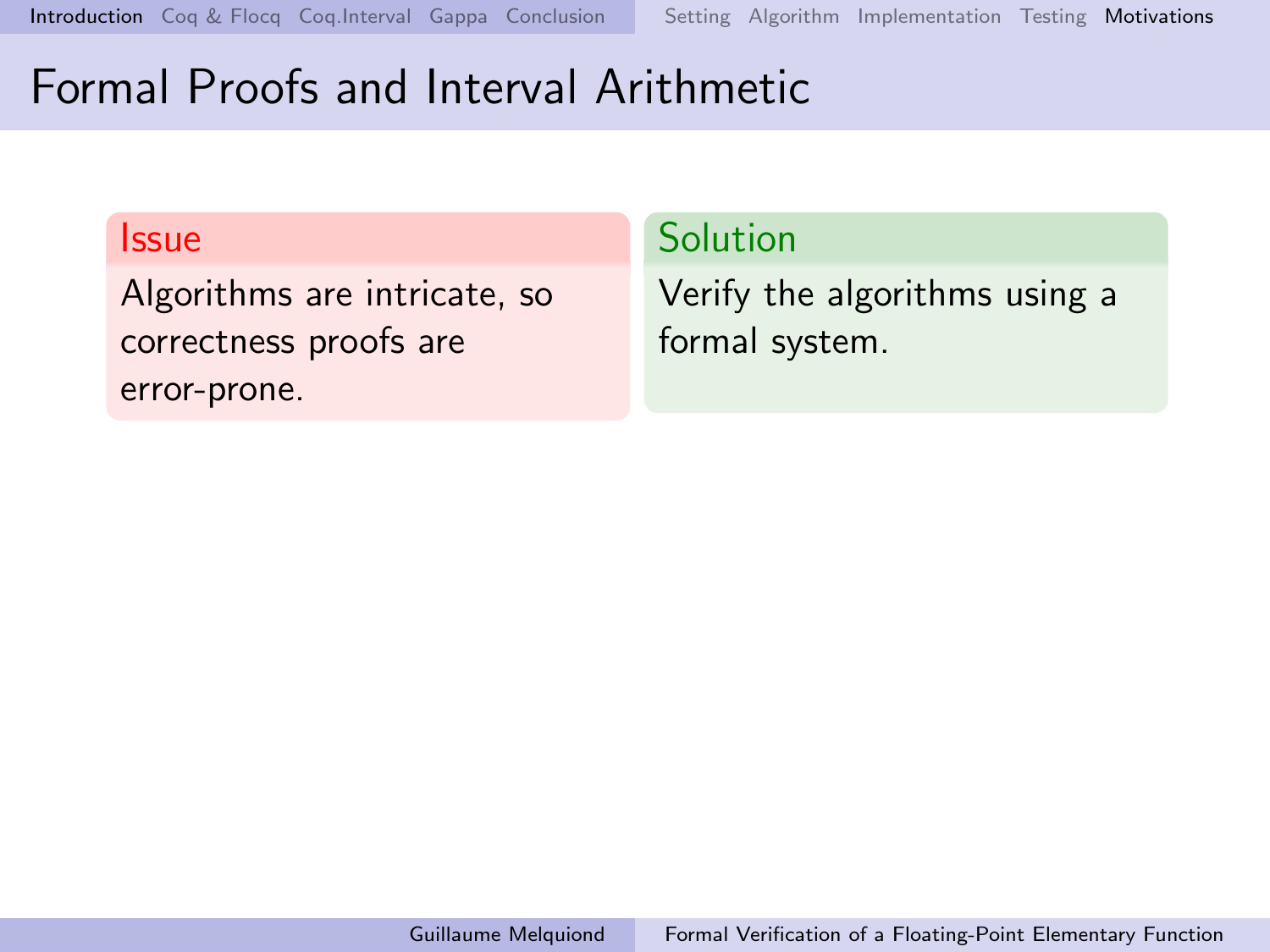# Formal Proofs and Interval Arithmetic

**Issue**

Algorithms are intricate, so correctness proofs are error-prone.

**Solution**

Verify the algorithms using a formal system.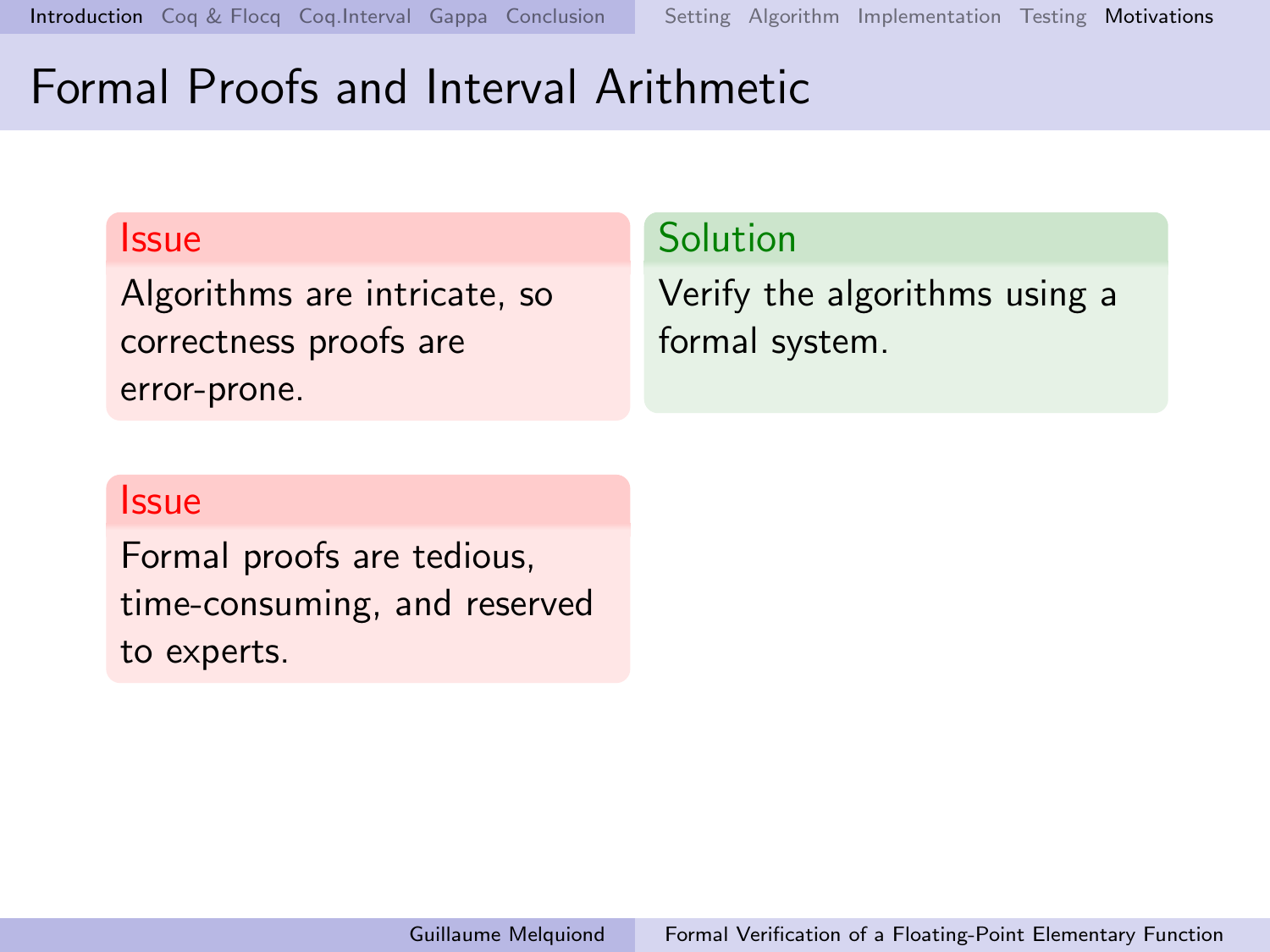# Formal Proofs and Interval Arithmetic

**Issue**

Algorithms are intricate, so correctness proofs are error-prone.

**Solution**

Verify the algorithms using a formal system.

**Issue**

Formal proofs are tedious, time-consuming, and reserved to experts.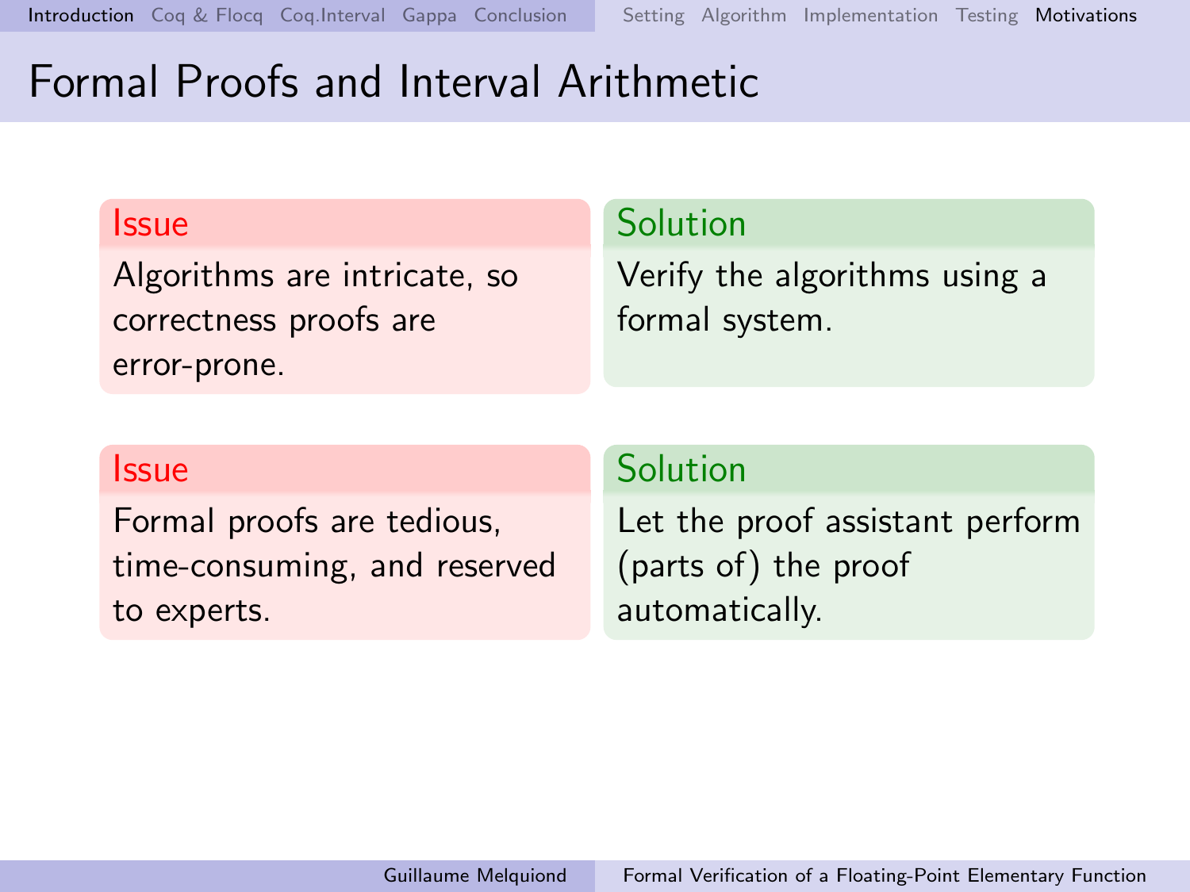# Formal Proofs and Interval Arithmetic

**Issue**

Algorithms are intricate, so correctness proofs are error-prone.

**Solution**

Verify the algorithms using a formal system.

**Issue**

Formal proofs are tedious, time-consuming, and reserved to experts.

**Solution**

Let the proof assistant perform (parts of) the proof automatically.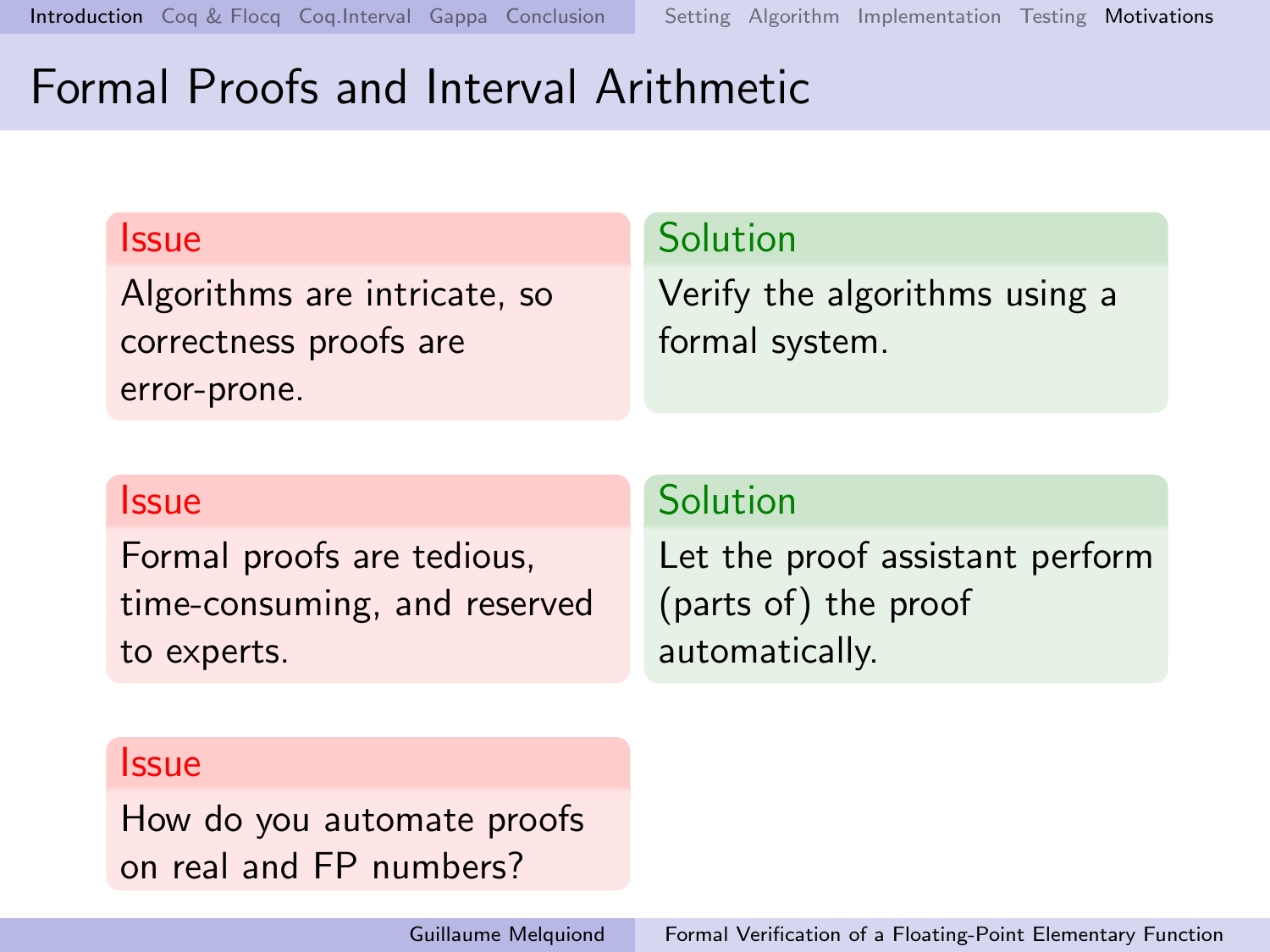# Formal Proofs and Interval Arithmetic

**Issue**

Algorithms are intricate, so correctness proofs are error-prone.

**Solution**

Verify the algorithms using a formal system.

**Issue**

Formal proofs are tedious, time-consuming, and reserved to experts.

**Solution**

Let the proof assistant perform (parts of) the proof automatically.

**Issue**

How do you automate proofs on real and FP numbers?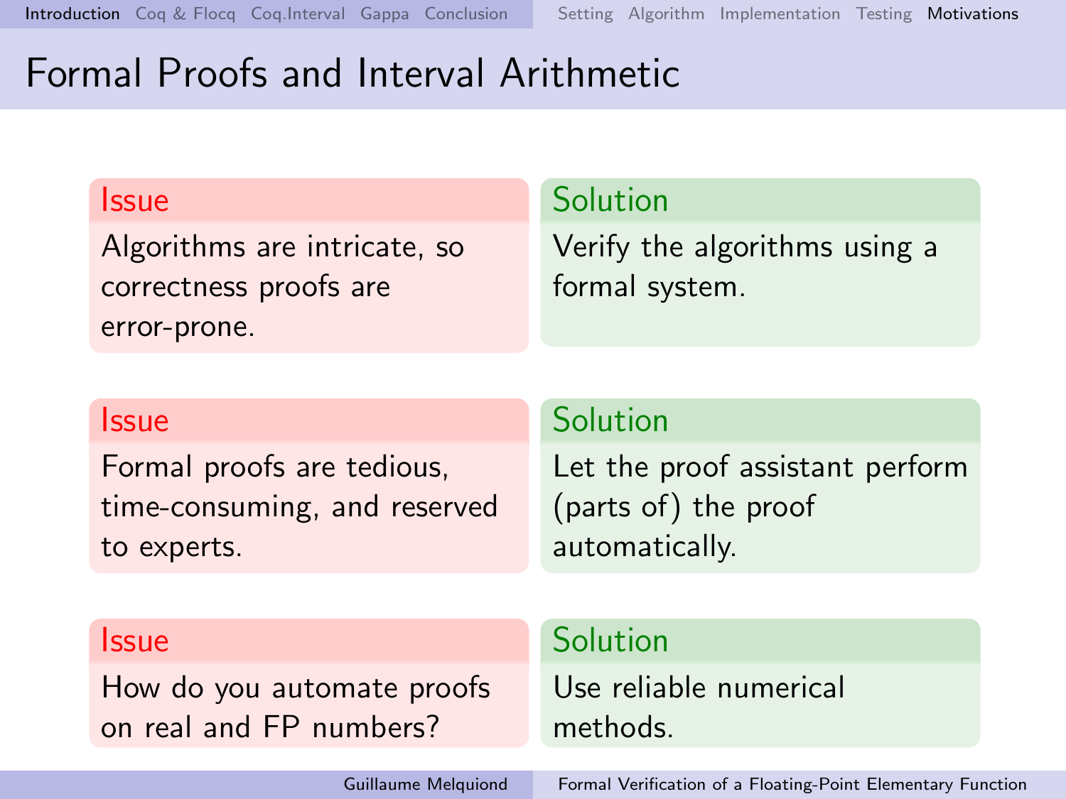# Formal Proofs and Interval Arithmetic

**Issue**

Algorithms are intricate, so correctness proofs are error-prone.

**Solution**

Verify the algorithms using a formal system.

**Issue**

Formal proofs are tedious, time-consuming, and reserved to experts.

**Solution**

Let the proof assistant perform (parts of) the proof automatically.

**Issue**

How do you automate proofs on real and FP numbers?

**Solution**

Use reliable numerical methods.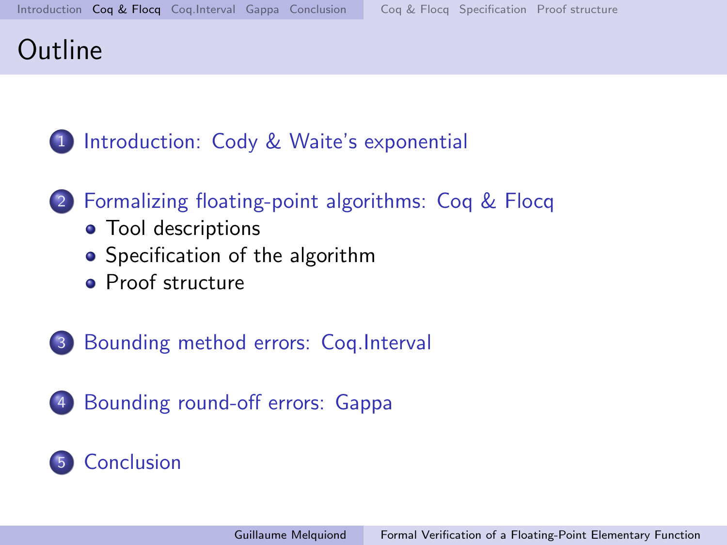# Outline

1. Introduction: Cody & Waite's exponential
2. Formalizing floating-point algorithms: Coq & Flocq
   - Tool descriptions
   - Specification of the algorithm
   - Proof structure
3. Bounding method errors: Coq.Interval
4. Bounding round-off errors: Gappa
5. Conclusion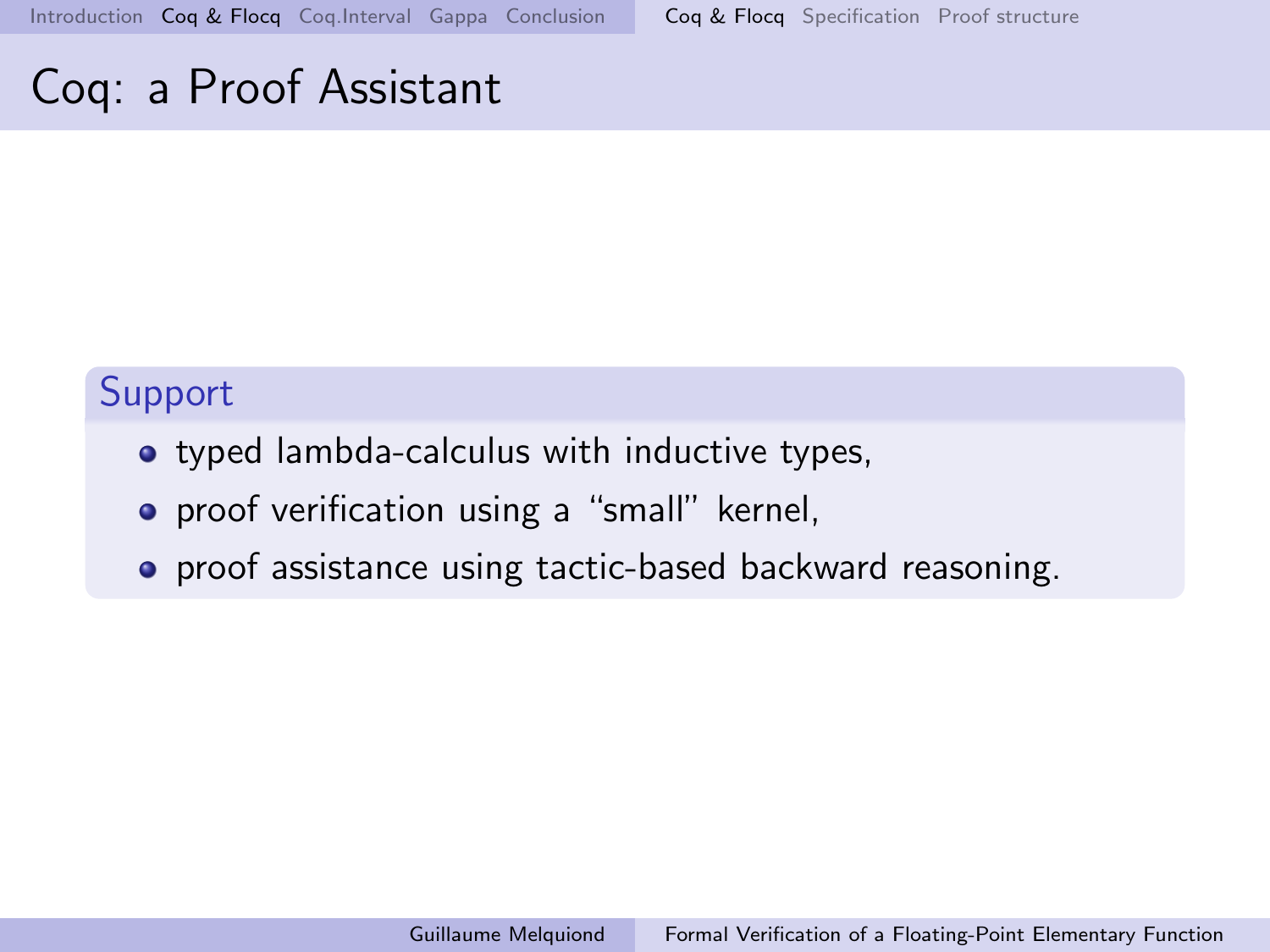# Coq: a Proof Assistant

### Support

- typed lambda-calculus with inductive types,
- proof verification using a “small” kernel,
- proof assistance using tactic-based backward reasoning.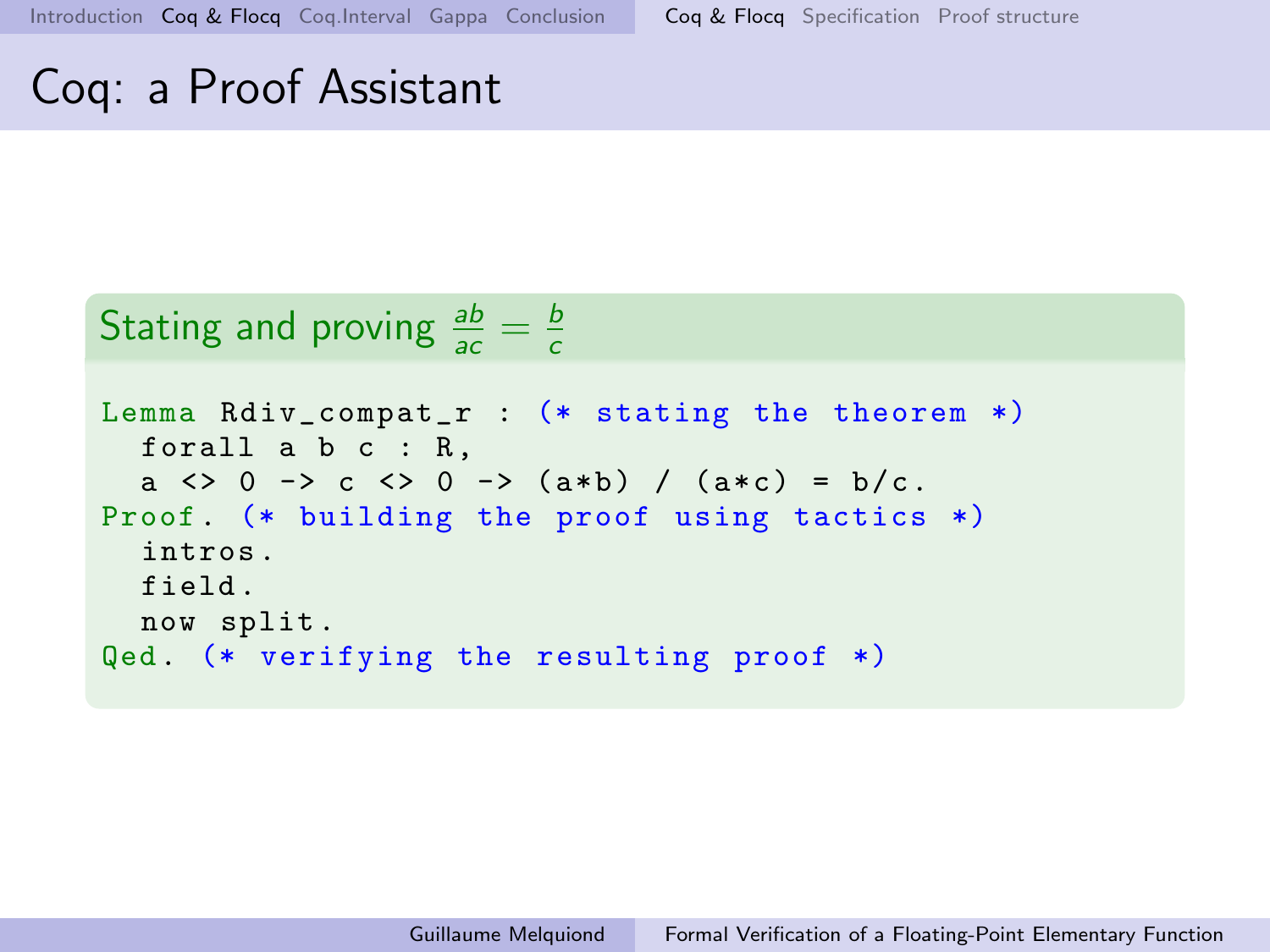# Coq: a Proof Assistant

### Stating and proving $\frac{ab}{ac} = \frac{b}{c}$

```
Lemma Rdiv_compat_r : (* stating the theorem *)
  forall a b c : R,
  a <> 0 -> c <> 0 -> (a*b) / (a*c) = b/c.
Proof. (* building the proof using tactics *)
  intros.
  field.
  now split.
Qed. (* verifying the resulting proof *)
```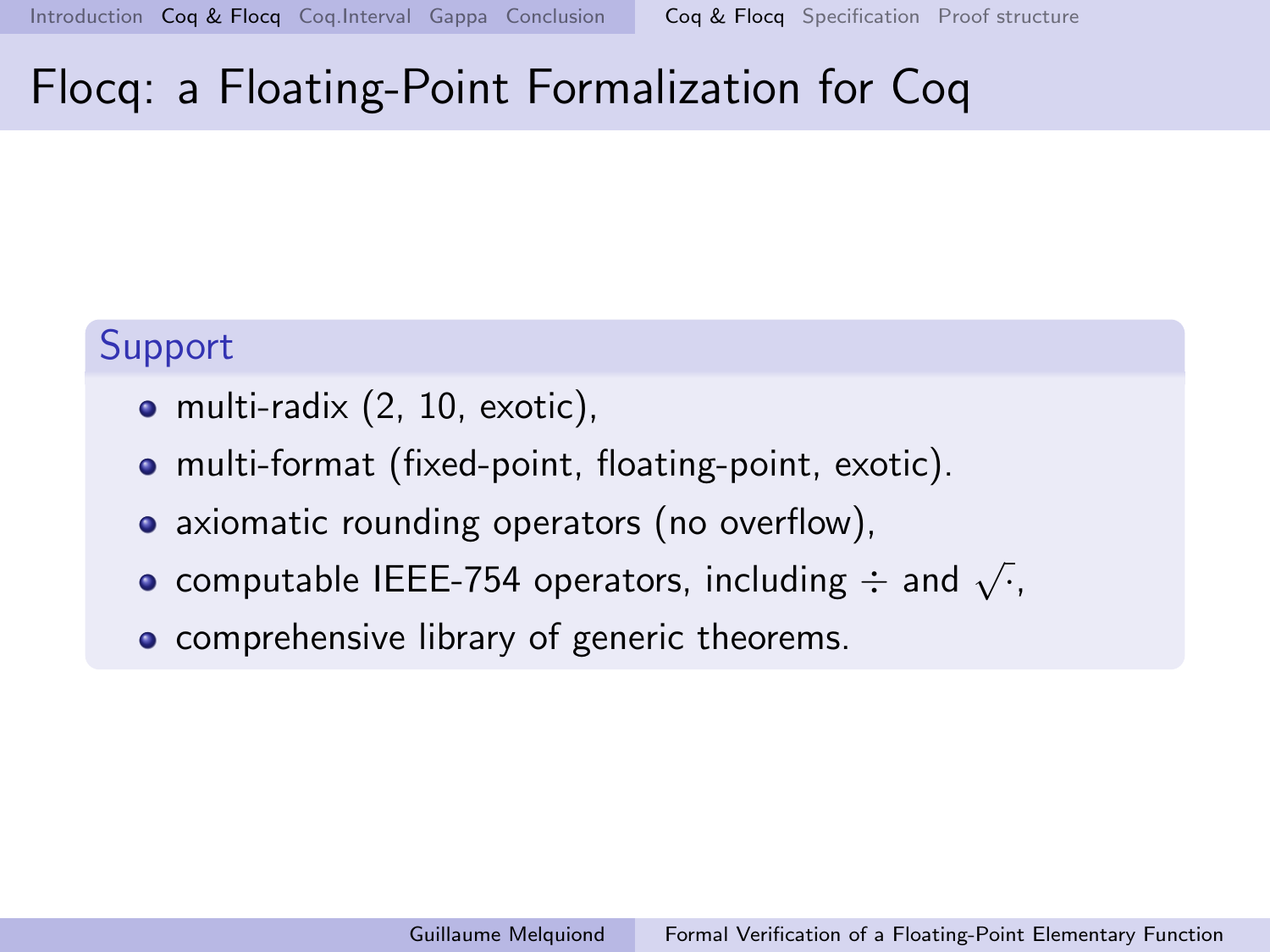# Flocq: a Floating-Point Formalization for Coq

## Support

- multi-radix (2, 10, exotic),
- multi-format (fixed-point, floating-point, exotic).
- axiomatic rounding operators (no overflow),
- computable IEEE-754 operators, including $\div$ and $\sqrt{\cdot}$,
- comprehensive library of generic theorems.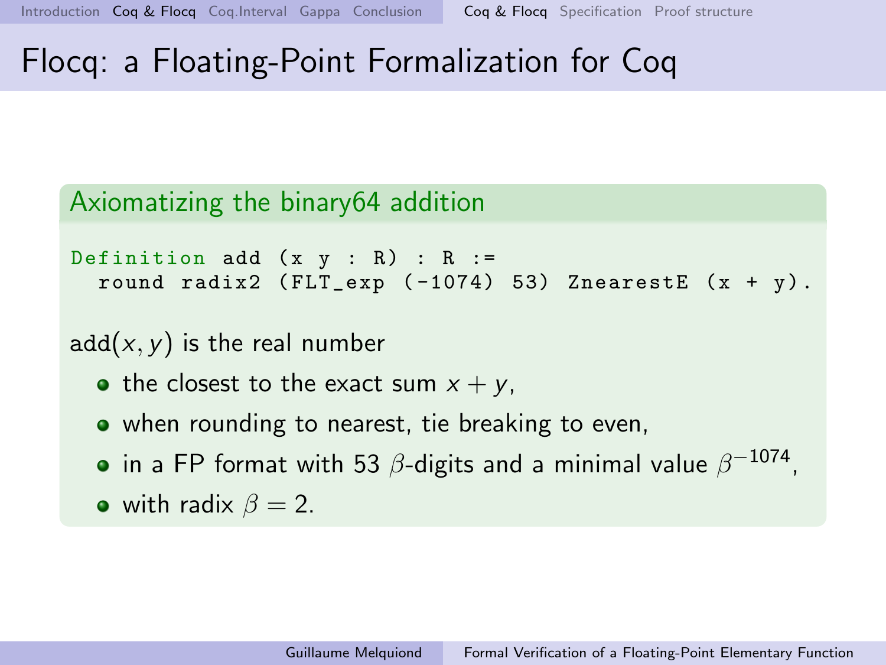# Flocq: a Floating-Point Formalization for Coq

## Axiomatizing the binary64 addition

```
Definition add (x y : R) : R :=
  round radix2 (FLT_exp (-1074) 53) ZnearestE (x + y).
```

add$(x, y)$ is the real number

- the closest to the exact sum $x + y$,
- when rounding to nearest, tie breaking to even,
- in a FP format with 53 $\beta$-digits and a minimal value $\beta^{-1074}$,
- with radix $\beta = 2$.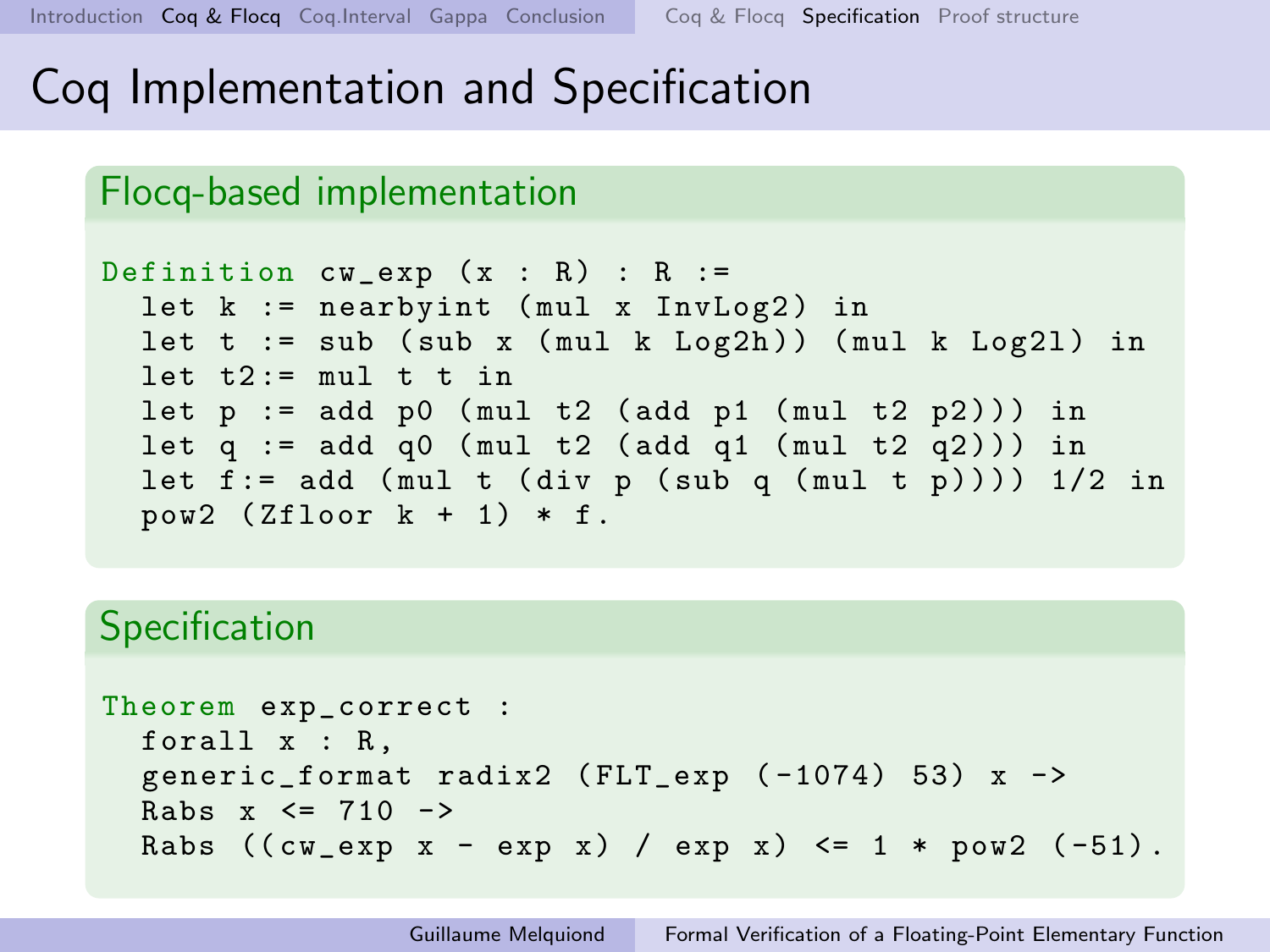# Coq Implementation and Specification

## Flocq-based implementation

```
Definition cw_exp (x : R) : R :=
  let k := nearbyint (mul x InvLog2) in
  let t := sub (sub x (mul k Log2h)) (mul k Log2l) in
  let t2:= mul t t in
  let p := add p0 (mul t2 (add p1 (mul t2 p2))) in
  let q := add q0 (mul t2 (add q1 (mul t2 q2))) in
  let f:= add (mul t (div p (sub q (mul t p)))) 1/2 in
  pow2 (Zfloor k + 1) * f.
```

## Specification

```
Theorem exp_correct :
  forall x : R,
  generic_format radix2 (FLT_exp (-1074) 53) x ->
  Rabs x <= 710 ->
  Rabs ((cw_exp x - exp x) / exp x) <= 1 * pow2 (-51).
```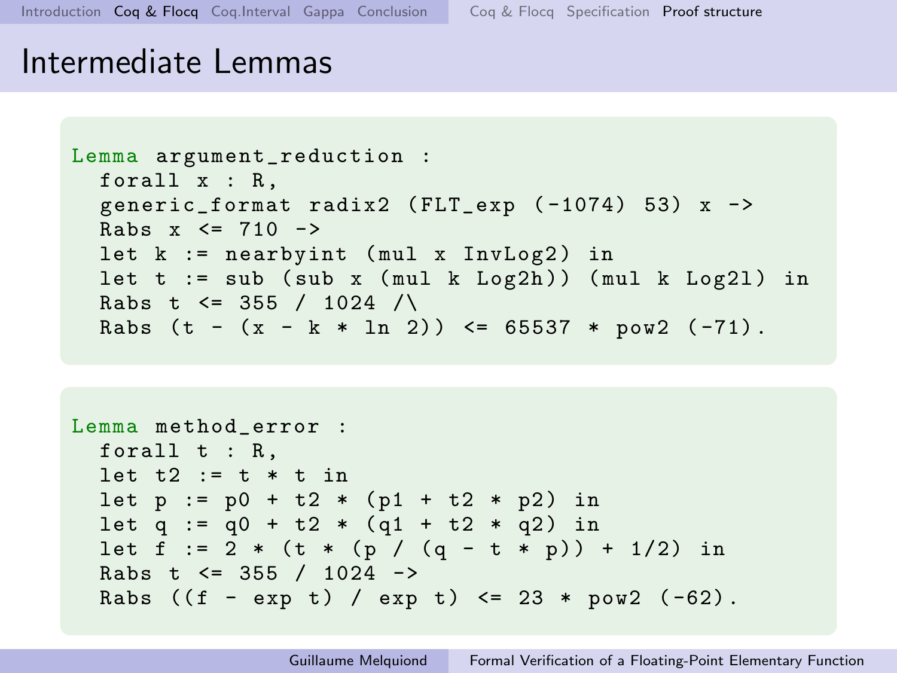# Intermediate Lemmas

```
Lemma argument_reduction :
  forall x : R,
  generic_format radix2 (FLT_exp (-1074) 53) x ->
  Rabs x <= 710 ->
  let k := nearbyint (mul x InvLog2) in
  let t := sub (sub x (mul k Log2h)) (mul k Log2l) in
  Rabs t <= 355 / 1024 /\
  Rabs (t - (x - k * ln 2)) <= 65537 * pow2 (-71).
```

```
Lemma method_error :
  forall t : R,
  let t2 := t * t in
  let p := p0 + t2 * (p1 + t2 * p2) in
  let q := q0 + t2 * (q1 + t2 * q2) in
  let f := 2 * (t * (p / (q - t * p)) + 1/2) in
  Rabs t <= 355 / 1024 ->
  Rabs ((f - exp t) / exp t) <= 23 * pow2 (-62).
```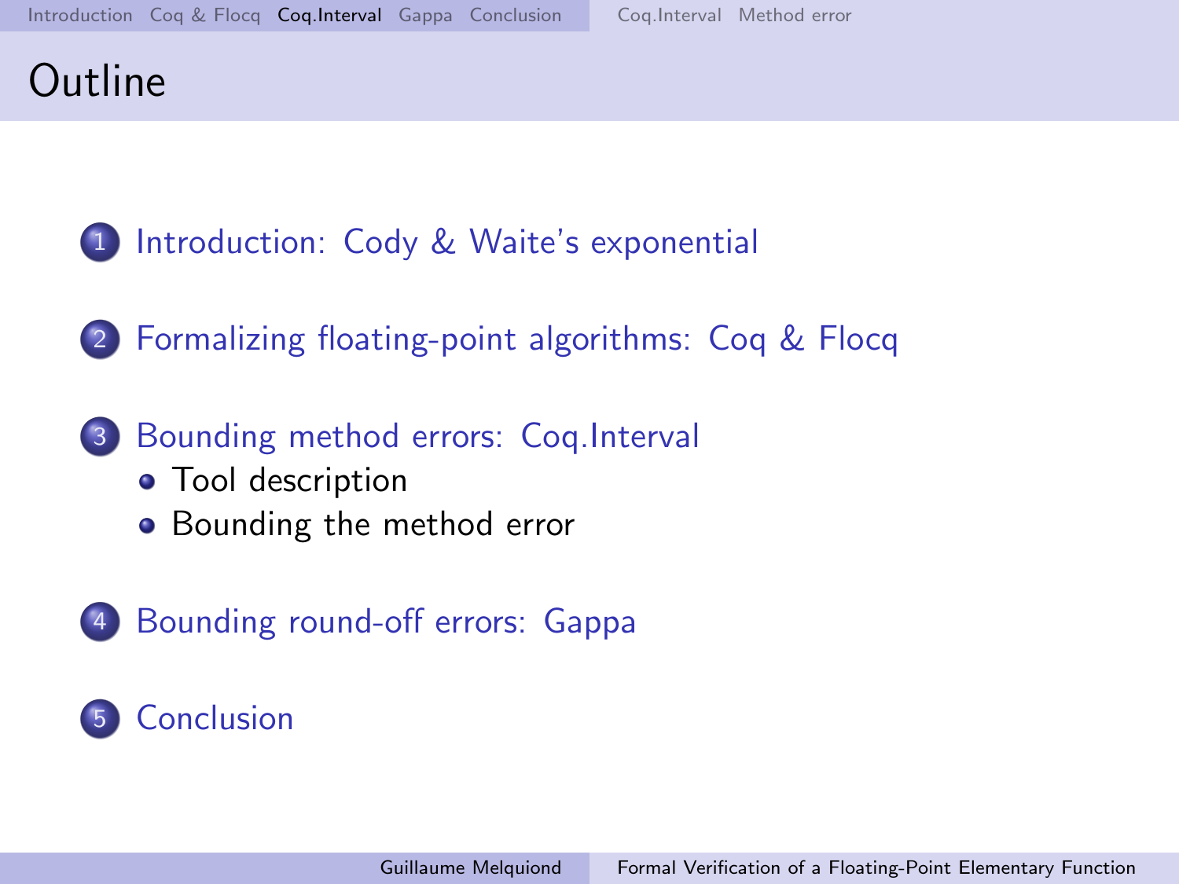# Outline

1. Introduction: Cody & Waite's exponential
2. Formalizing floating-point algorithms: Coq & Flocq
3. Bounding method errors: Coq.Interval
   - Tool description
   - Bounding the method error
4. Bounding round-off errors: Gappa
5. Conclusion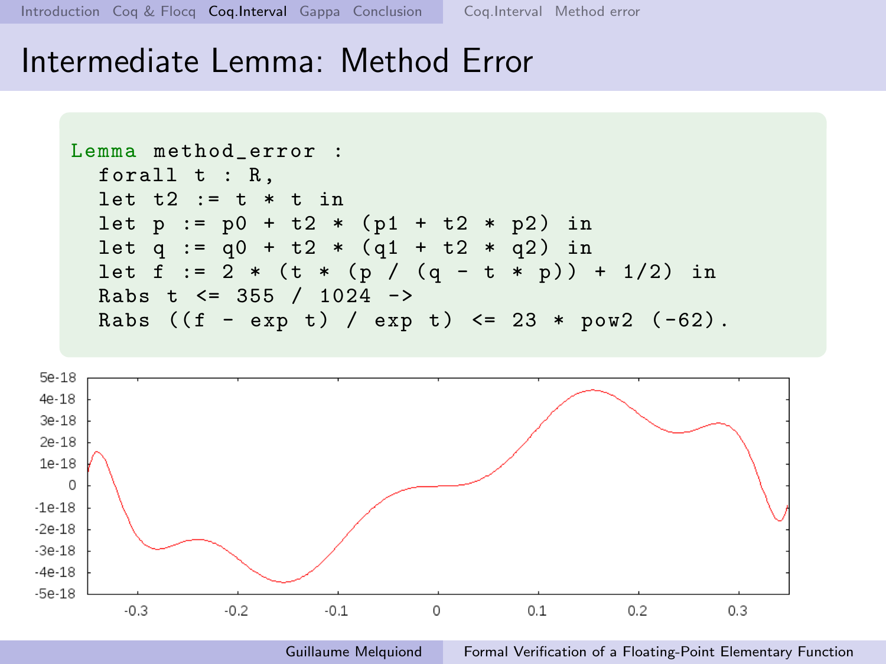# Intermediate Lemma: Method Error

```
Lemma method_error :
  forall t : R,
  let t2 := t * t in
  let p := p0 + t2 * (p1 + t2 * p2) in
  let q := q0 + t2 * (q1 + t2 * q2) in
  let f := 2 * (t * (p / (q - t * p)) + 1/2) in
  Rabs t <= 355 / 1024 ->
  Rabs ((f - exp t) / exp t) <= 23 * pow2 (-62).
```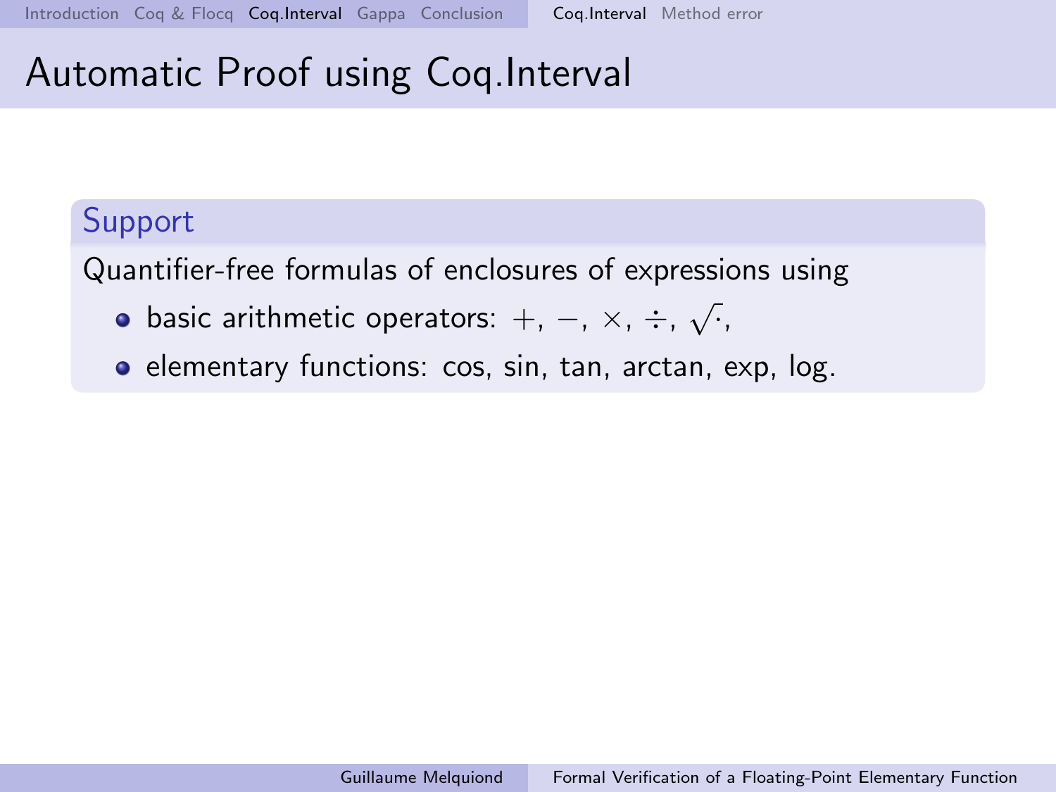# Automatic Proof using Coq.Interval

## Support

Quantifier-free formulas of enclosures of expressions using

- basic arithmetic operators: $+$, $-$, $\times$, $\div$, $\sqrt{\cdot}$,
- elementary functions: cos, sin, tan, arctan, exp, log.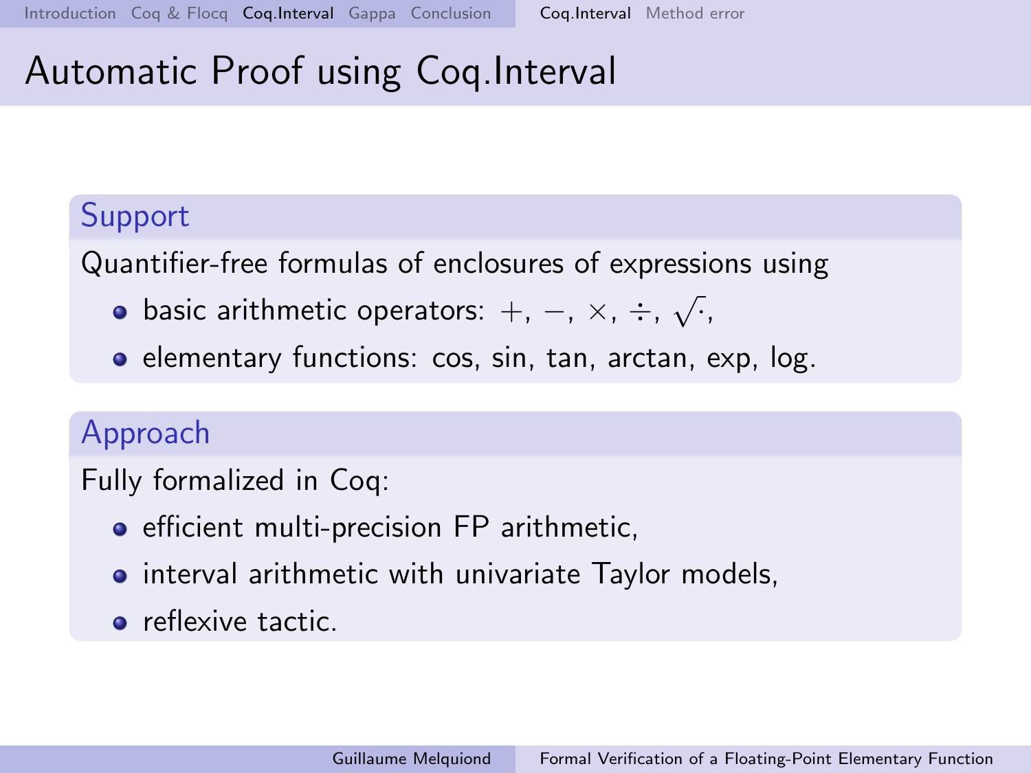# Automatic Proof using Coq.Interval

## Support

Quantifier-free formulas of enclosures of expressions using

- basic arithmetic operators: $+$, $-$, $\times$, $\div$, $\sqrt{\cdot}$,
- elementary functions: cos, sin, tan, arctan, exp, log.

## Approach

Fully formalized in Coq:

- efficient multi-precision FP arithmetic,
- interval arithmetic with univariate Taylor models,
- reflexive tactic.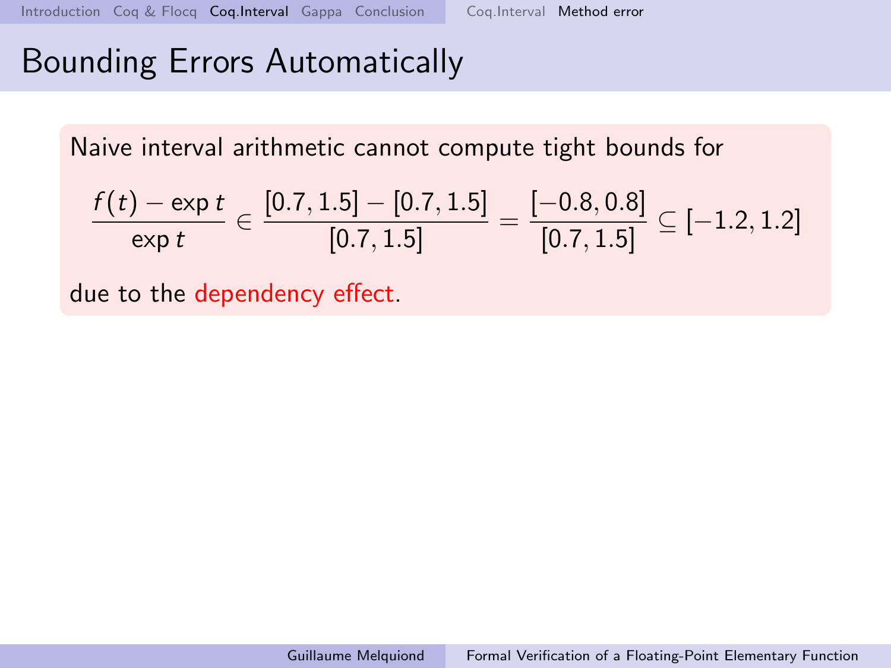# Bounding Errors Automatically

Naive interval arithmetic cannot compute tight bounds for

$$\frac{f(t) - \exp t}{\exp t} \in \frac{[0.7, 1.5] - [0.7, 1.5]}{[0.7, 1.5]} = \frac{[-0.8, 0.8]}{[0.7, 1.5]} \subseteq [-1.2, 1.2]$$

due to the dependency effect.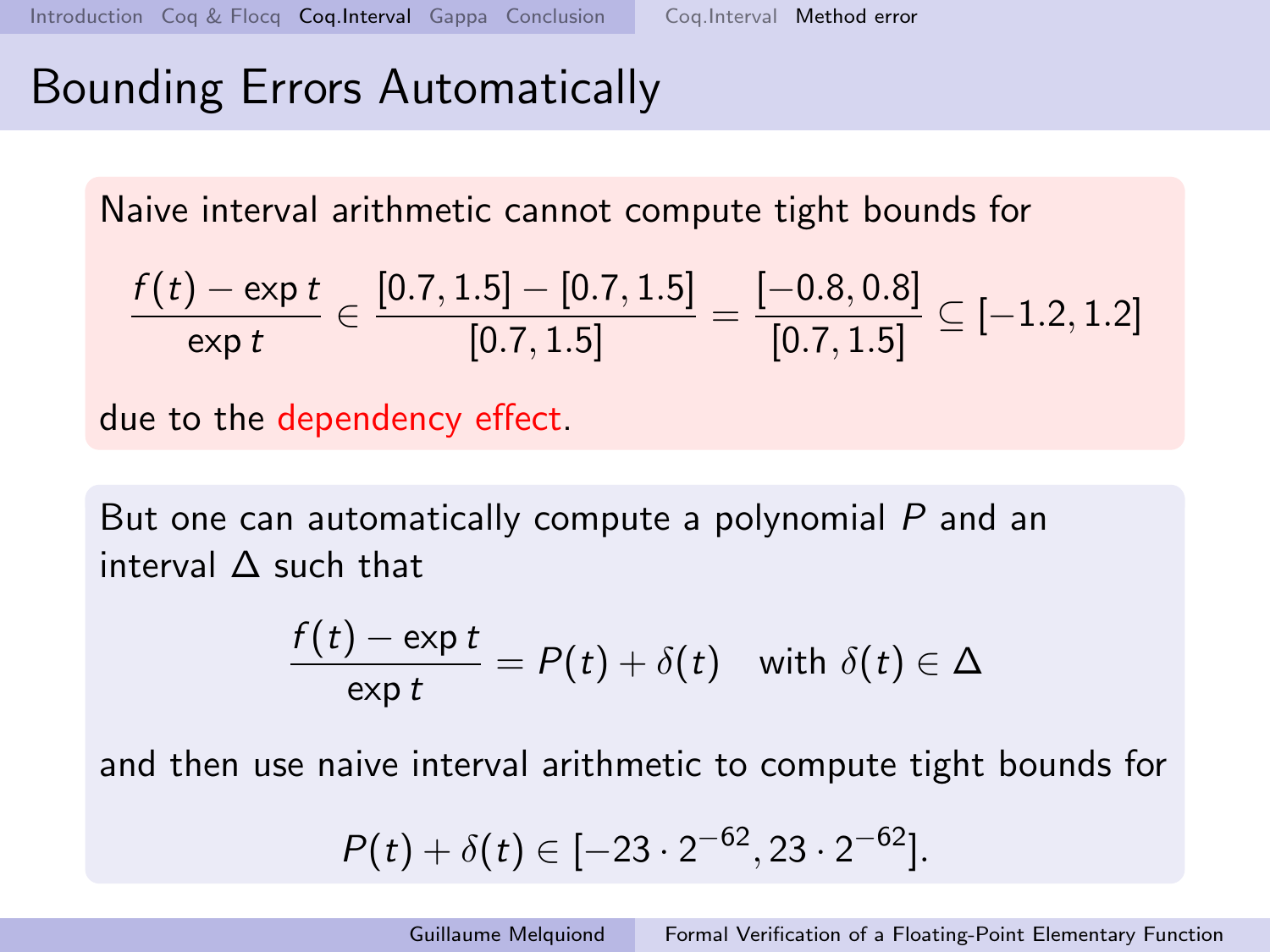# Bounding Errors Automatically

Naive interval arithmetic cannot compute tight bounds for

$$\frac{f(t) - \exp t}{\exp t} \in \frac{[0.7, 1.5] - [0.7, 1.5]}{[0.7, 1.5]} = \frac{[-0.8, 0.8]}{[0.7, 1.5]} \subseteq [-1.2, 1.2]$$

due to the dependency effect.

But one can automatically compute a polynomial $P$ and an interval $\Delta$ such that

$$\frac{f(t) - \exp t}{\exp t} = P(t) + \delta(t) \quad \text{with } \delta(t) \in \Delta$$

and then use naive interval arithmetic to compute tight bounds for

$$P(t) + \delta(t) \in [-23 \cdot 2^{-62}, 23 \cdot 2^{-62}].$$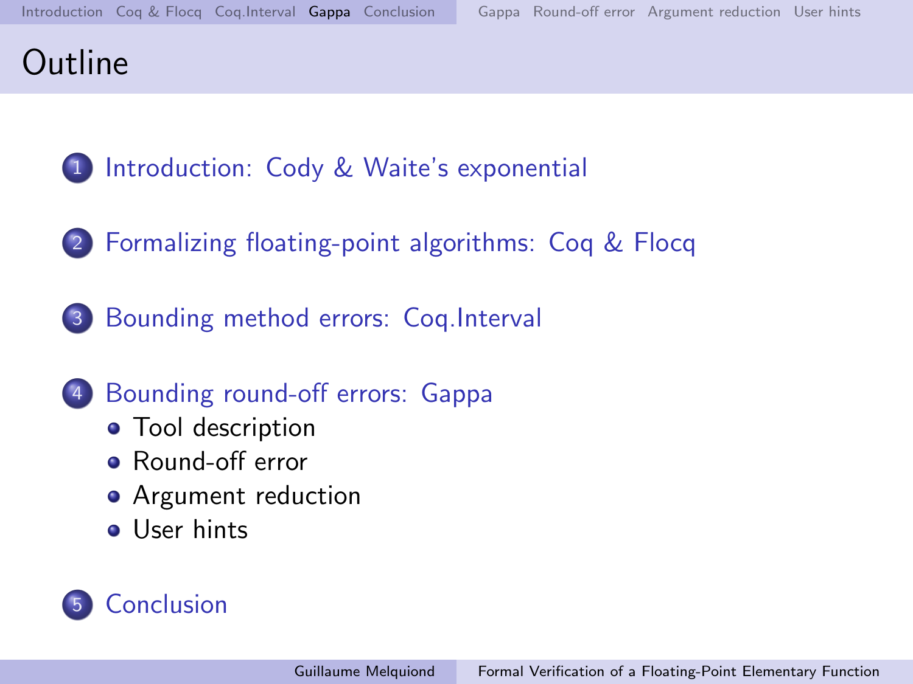# Outline

1. Introduction: Cody & Waite's exponential

2. Formalizing floating-point algorithms: Coq & Flocq

3. Bounding method errors: Coq.Interval

4. Bounding round-off errors: Gappa
   - Tool description
   - Round-off error
   - Argument reduction
   - User hints

5. Conclusion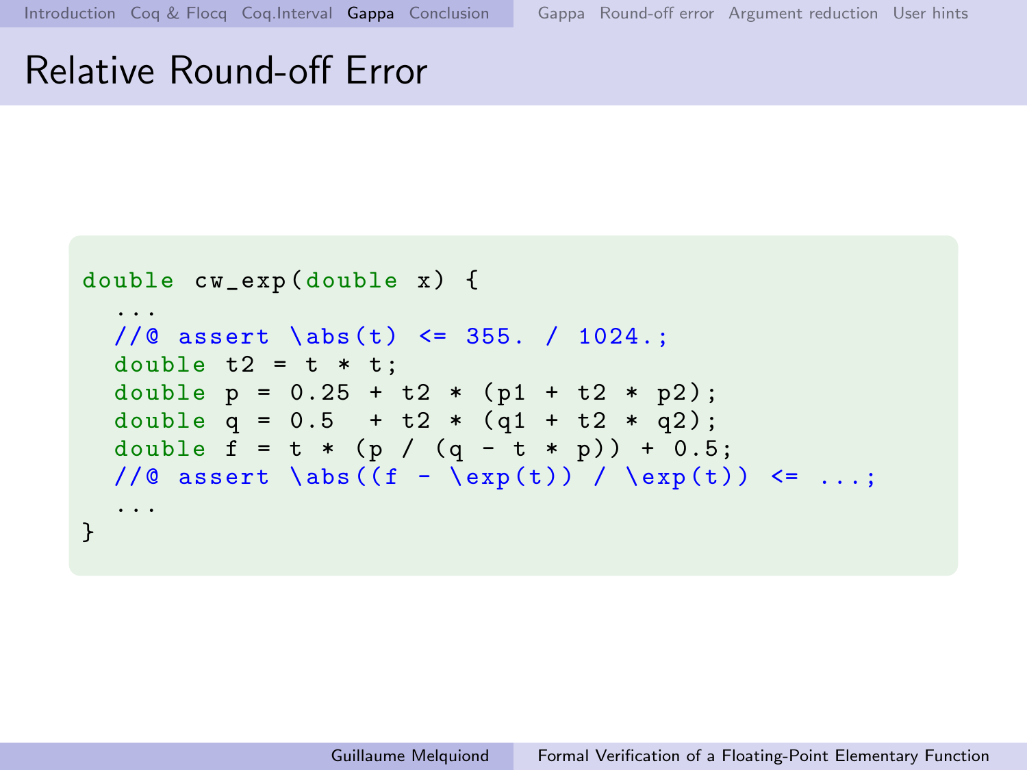# Relative Round-off Error

```
double cw_exp(double x) {
  ...
  //@ assert \abs(t) <= 355. / 1024.;
  double t2 = t * t;
  double p = 0.25 + t2 * (p1 + t2 * p2);
  double q = 0.5  + t2 * (q1 + t2 * q2);
  double f = t * (p / (q - t * p)) + 0.5;
  //@ assert \abs((f - \exp(t)) / \exp(t)) <= ...;
  ...
}
```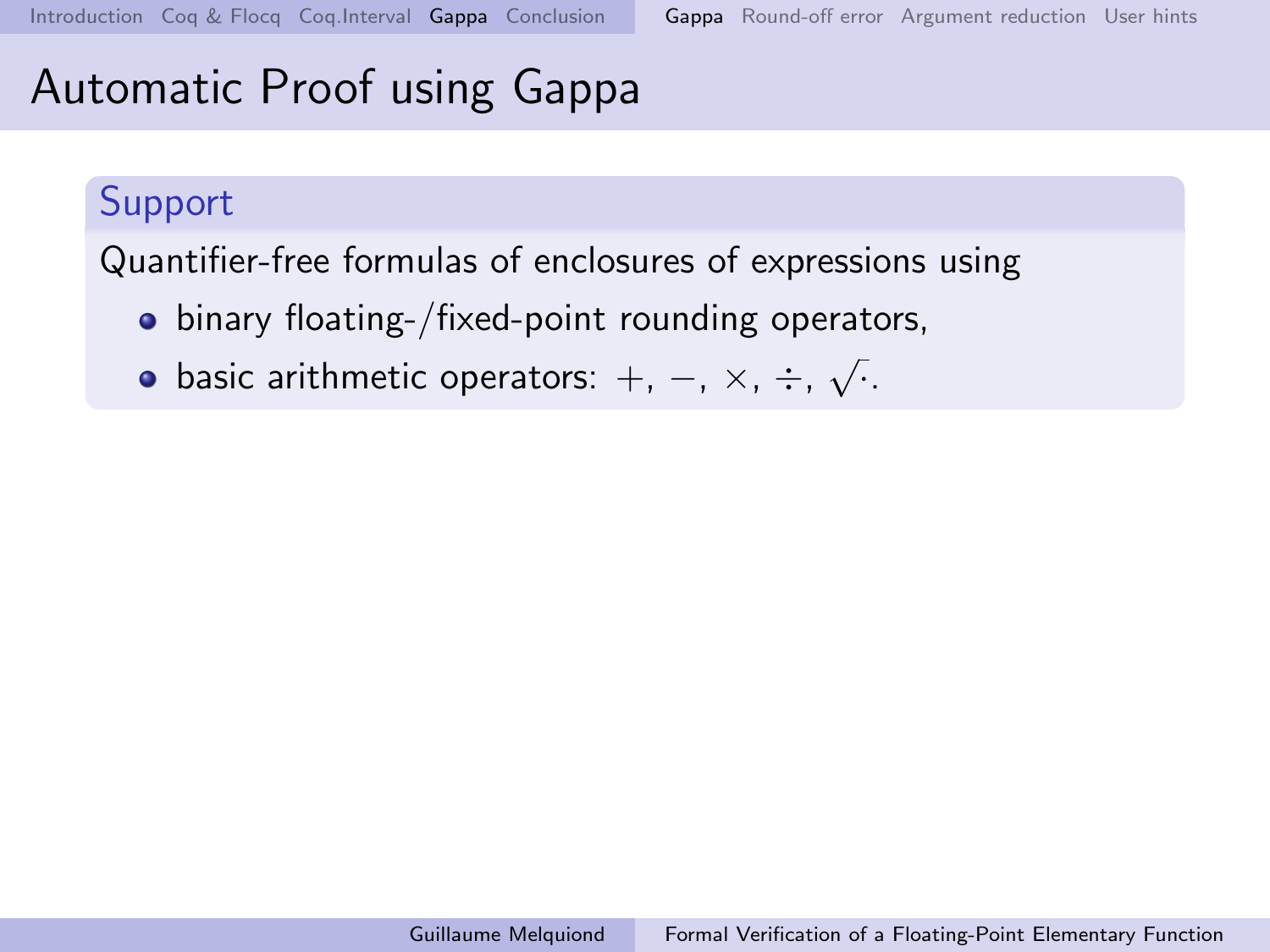# Automatic Proof using Gappa

## Support

Quantifier-free formulas of enclosures of expressions using

- binary floating-/fixed-point rounding operators,
- basic arithmetic operators: $+$, $-$, $\times$, $\div$, $\sqrt{\cdot}$.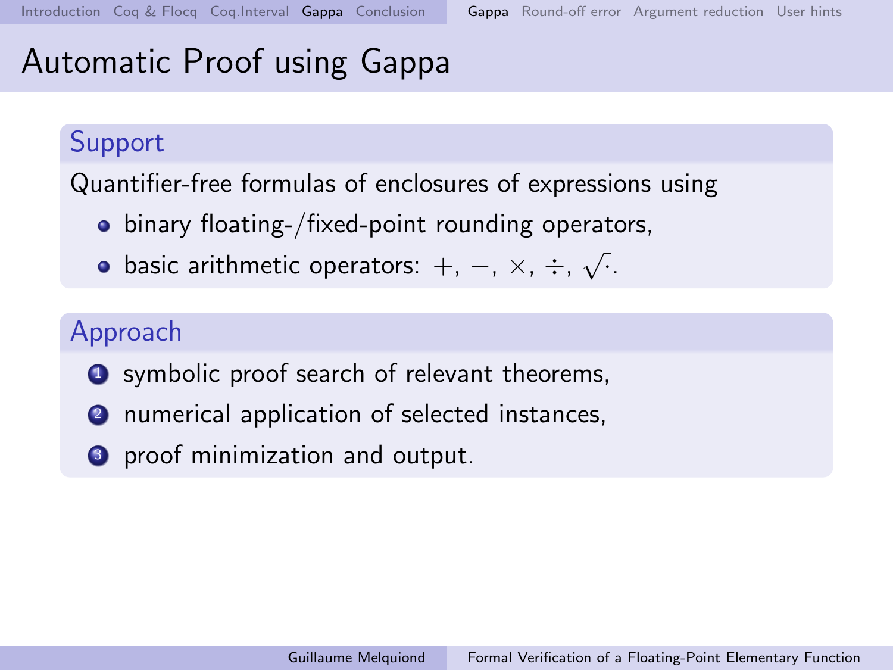# Automatic Proof using Gappa

## Support

Quantifier-free formulas of enclosures of expressions using

- binary floating-/fixed-point rounding operators,
- basic arithmetic operators: $+$, $-$, $\times$, $\div$, $\sqrt{\cdot}$.

## Approach

1. symbolic proof search of relevant theorems,
2. numerical application of selected instances,
3. proof minimization and output.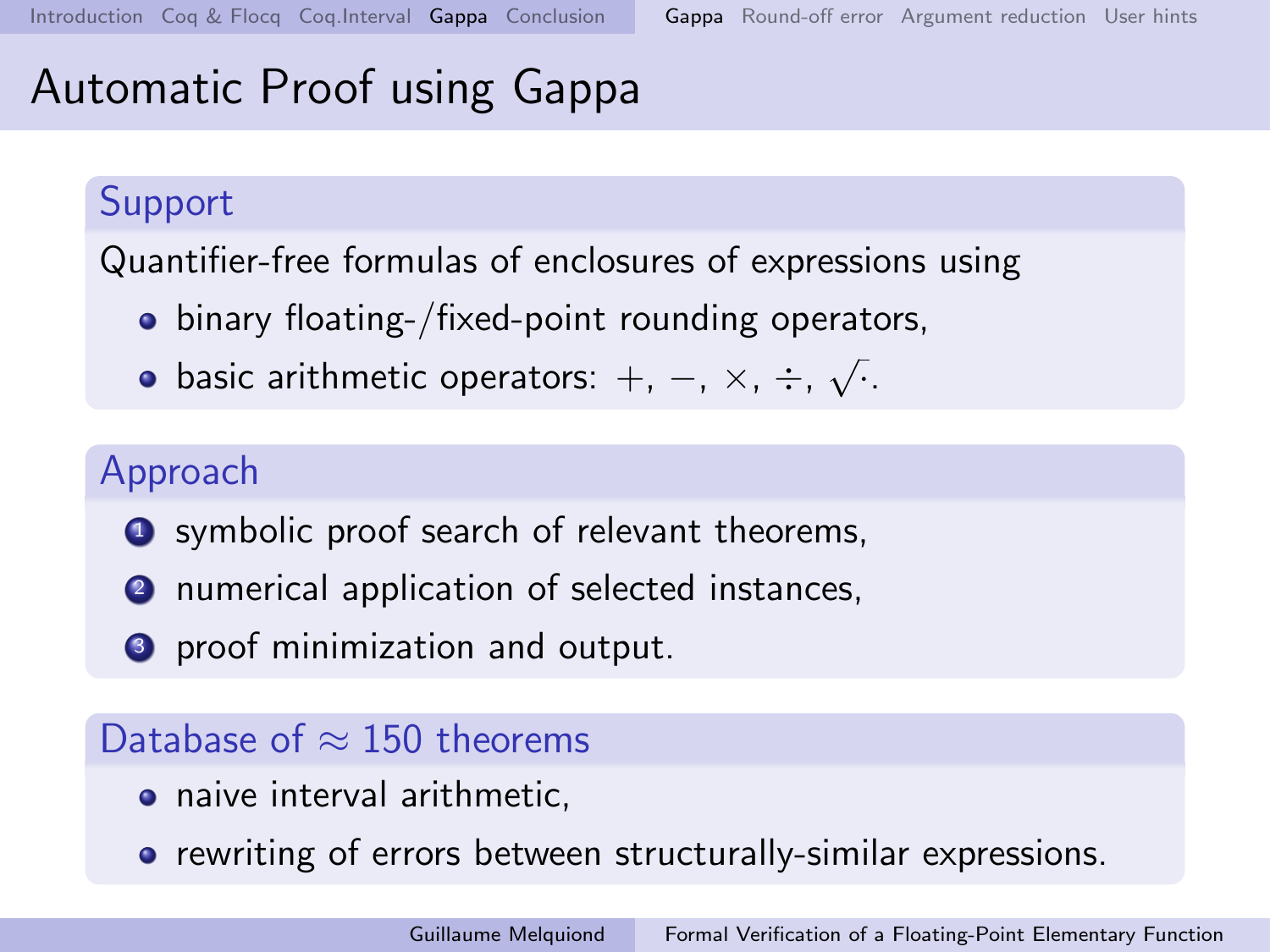# Automatic Proof using Gappa

## Support

Quantifier-free formulas of enclosures of expressions using

- binary floating-/fixed-point rounding operators,
- basic arithmetic operators: $+$, $-$, $\times$, $\div$, $\sqrt{\cdot}$.

## Approach

1. symbolic proof search of relevant theorems,
2. numerical application of selected instances,
3. proof minimization and output.

## Database of $\approx$ 150 theorems

- naive interval arithmetic,
- rewriting of errors between structurally-similar expressions.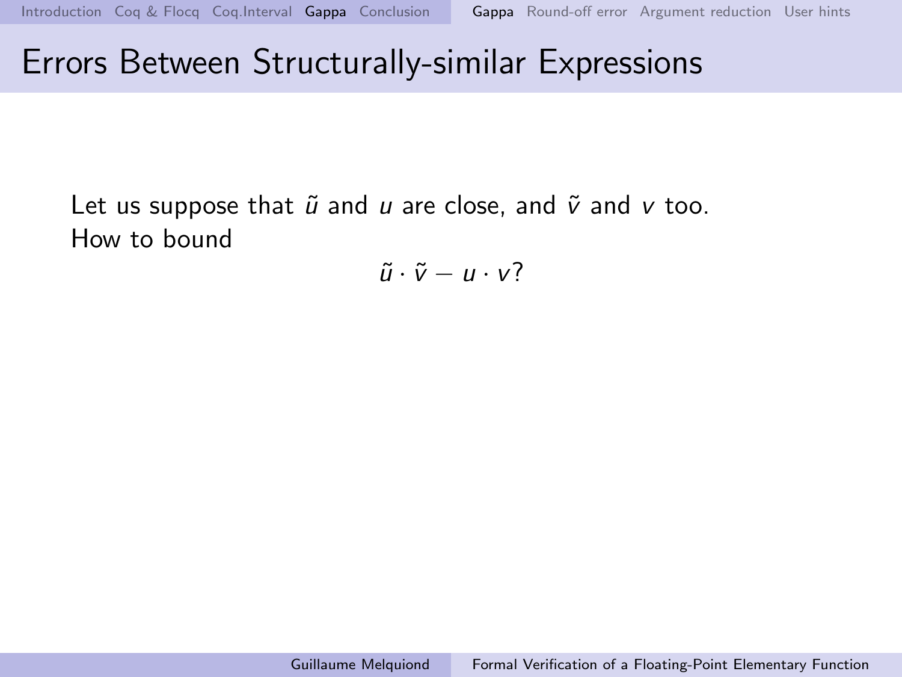# Errors Between Structurally-similar Expressions

Let us suppose that $\tilde{u}$ and $u$ are close, and $\tilde{v}$ and $v$ too.
How to bound

$$\tilde{u} \cdot \tilde{v} - u \cdot v?$$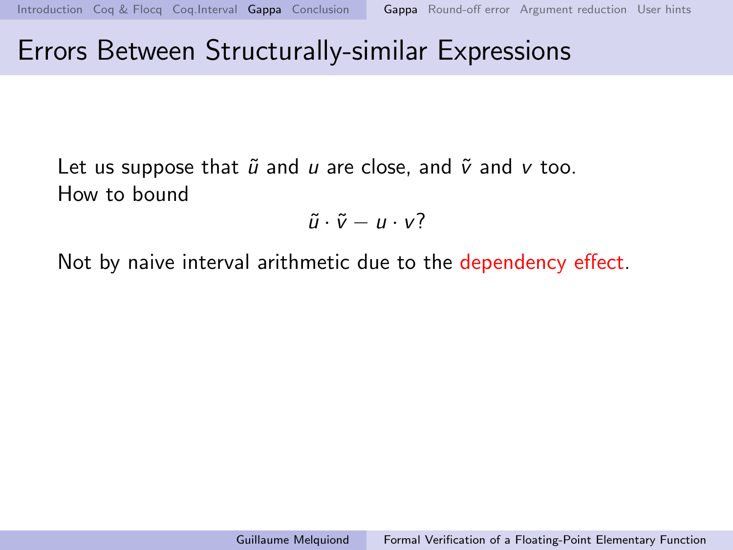# Errors Between Structurally-similar Expressions

Let us suppose that $\tilde{u}$ and $u$ are close, and $\tilde{v}$ and $v$ too.
How to bound

$$\tilde{u} \cdot \tilde{v} - u \cdot v?$$

Not by naive interval arithmetic due to the dependency effect.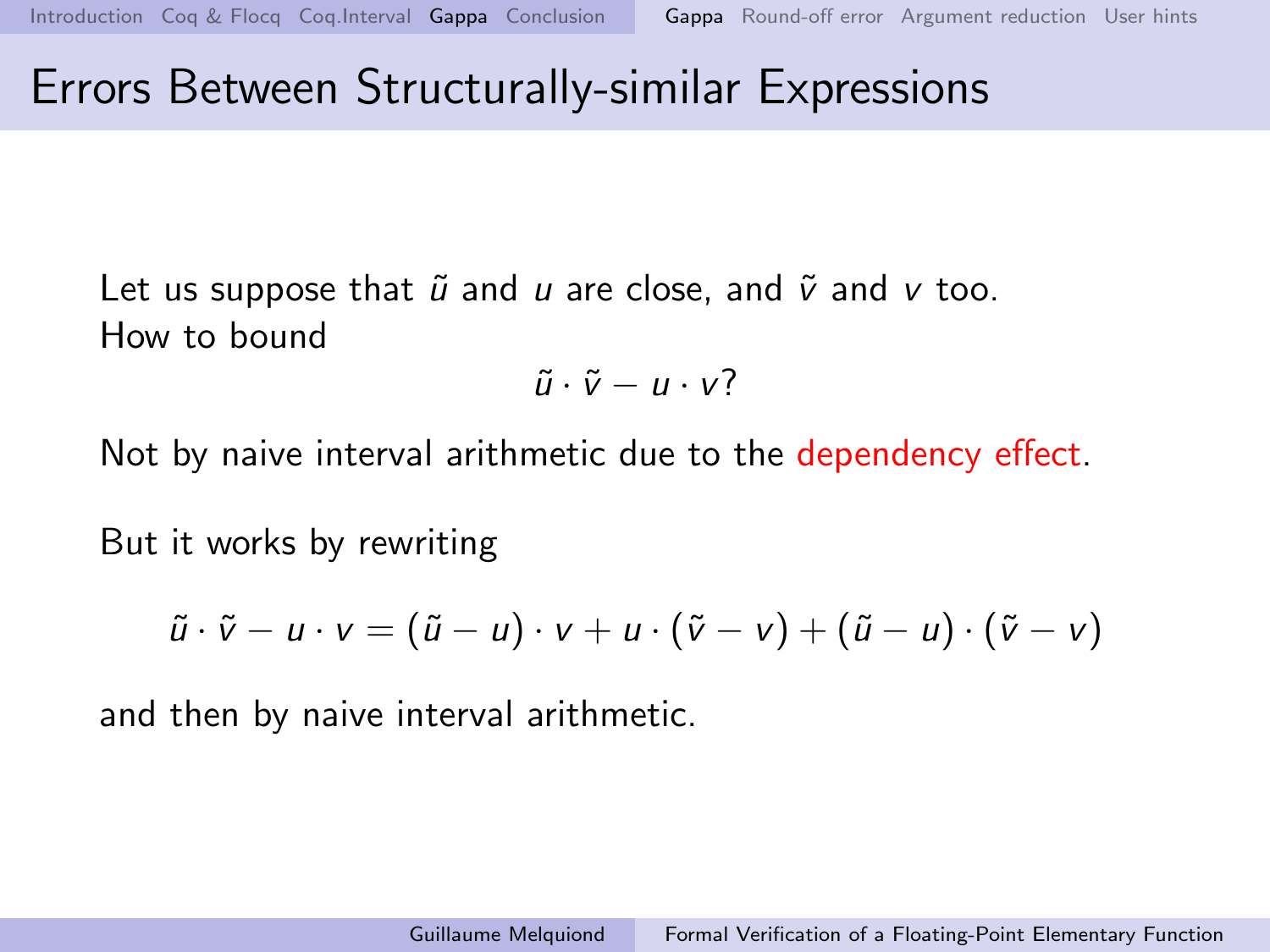# Errors Between Structurally-similar Expressions

Let us suppose that $\tilde{u}$ and $u$ are close, and $\tilde{v}$ and $v$ too.
How to bound

$$\tilde{u} \cdot \tilde{v} - u \cdot v?$$

Not by naive interval arithmetic due to the dependency effect.

But it works by rewriting

$$\tilde{u} \cdot \tilde{v} - u \cdot v = (\tilde{u} - u) \cdot v + u \cdot (\tilde{v} - v) + (\tilde{u} - u) \cdot (\tilde{v} - v)$$

and then by naive interval arithmetic.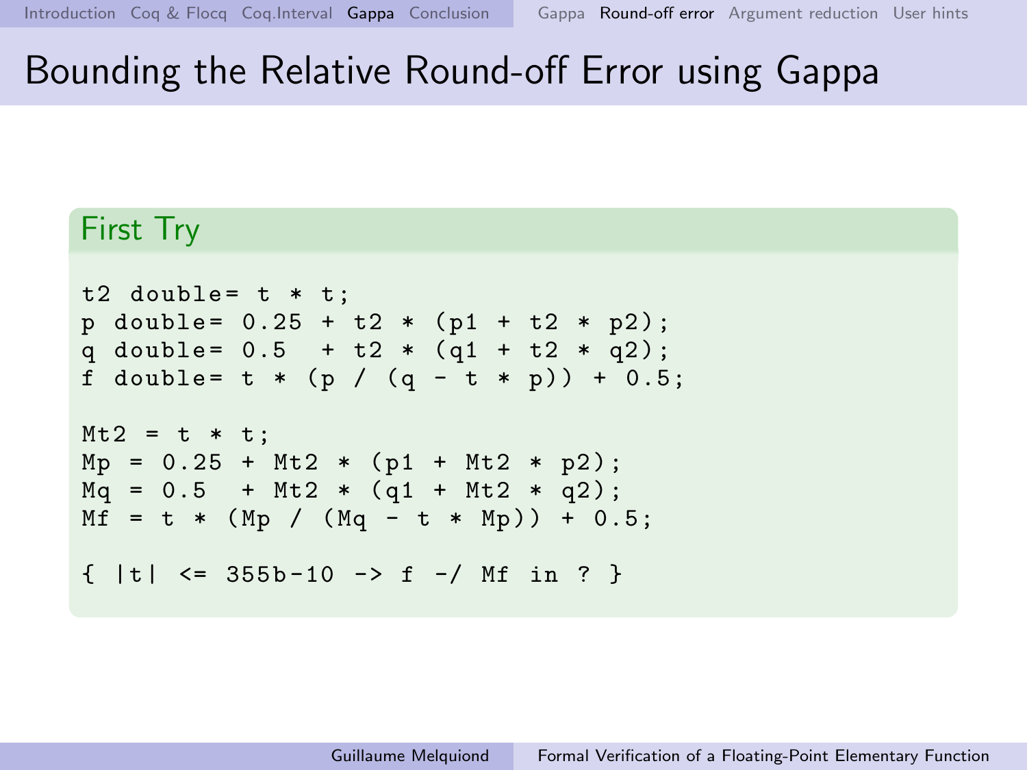# Bounding the Relative Round-off Error using Gappa

## First Try

```
t2 double= t * t;
p double= 0.25 + t2 * (p1 + t2 * p2);
q double= 0.5  + t2 * (q1 + t2 * q2);
f double= t * (p / (q - t * p)) + 0.5;

Mt2 = t * t;
Mp = 0.25 + Mt2 * (p1 + Mt2 * p2);
Mq = 0.5  + Mt2 * (q1 + Mt2 * q2);
Mf = t * (Mp / (Mq - t * Mp)) + 0.5;

{ |t| <= 355b-10 -> f -/ Mf in ? }
```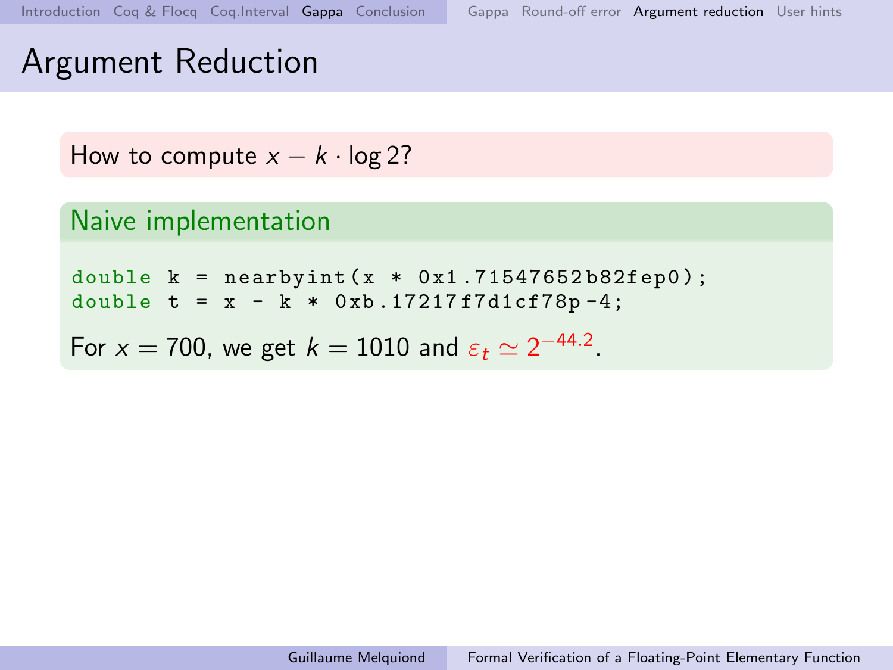# Argument Reduction

How to compute $x - k \cdot \log 2$?

## Naive implementation

```
double k = nearbyint(x * 0x1.71547652b82fep0);
double t = x - k * 0xb.17217f7d1cf78p-4;
```

For $x = 700$, we get $k = 1010$ and $\varepsilon_t \simeq 2^{-44.2}$.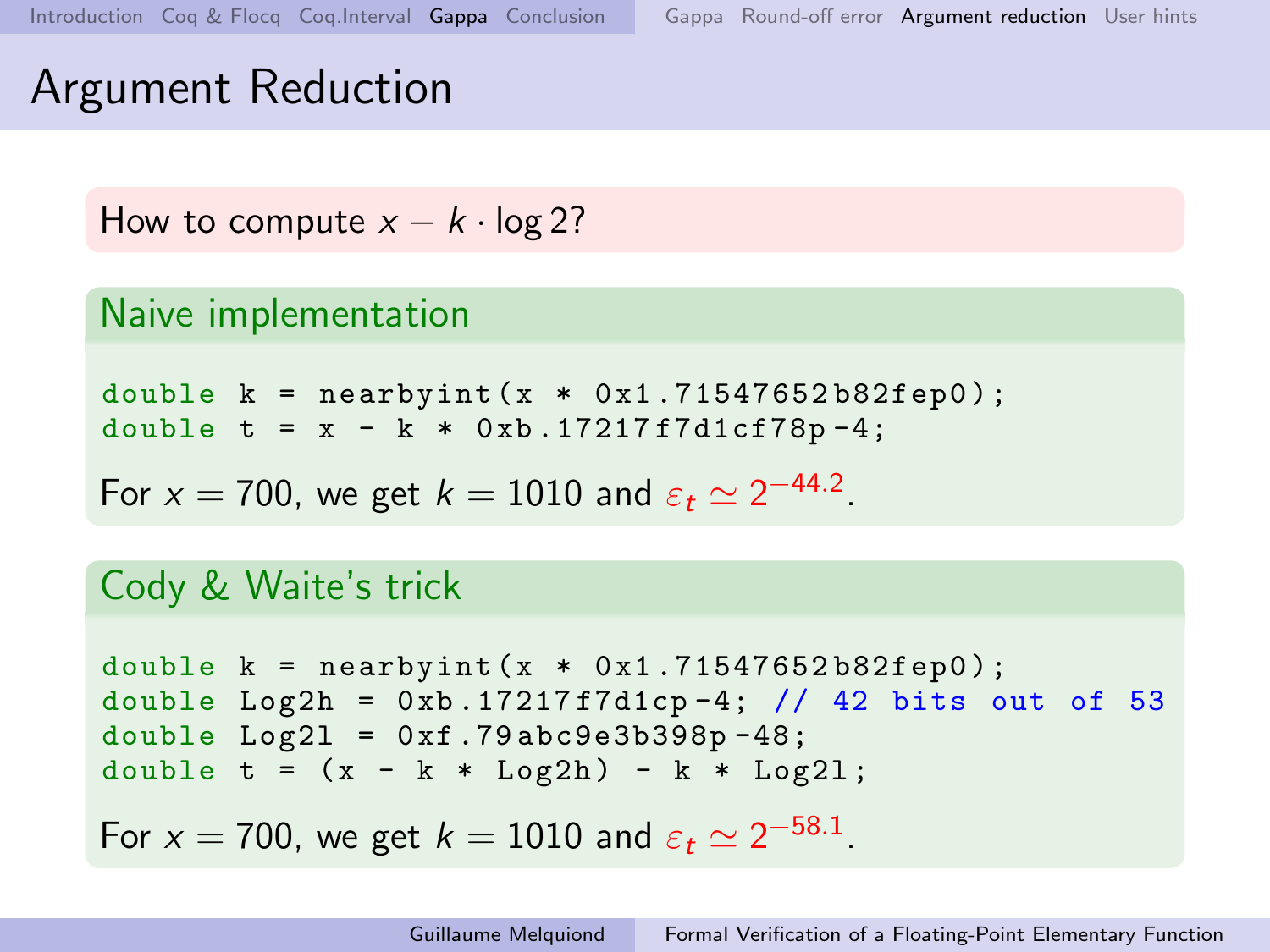# Argument Reduction

How to compute $x - k \cdot \log 2$?

## Naive implementation

```
double k = nearbyint(x * 0x1.71547652b82fep0);
double t = x - k * 0xb.17217f7d1cf78p-4;
```

For $x = 700$, we get $k = 1010$ and $\varepsilon_t \simeq 2^{-44.2}$.

## Cody & Waite's trick

```
double k = nearbyint(x * 0x1.71547652b82fep0);
double Log2h = 0xb.17217f7d1cp-4; // 42 bits out of 53
double Log2l = 0xf.79abc9e3b398p-48;
double t = (x - k * Log2h) - k * Log2l;
```

For $x = 700$, we get $k = 1010$ and $\varepsilon_t \simeq 2^{-58.1}$.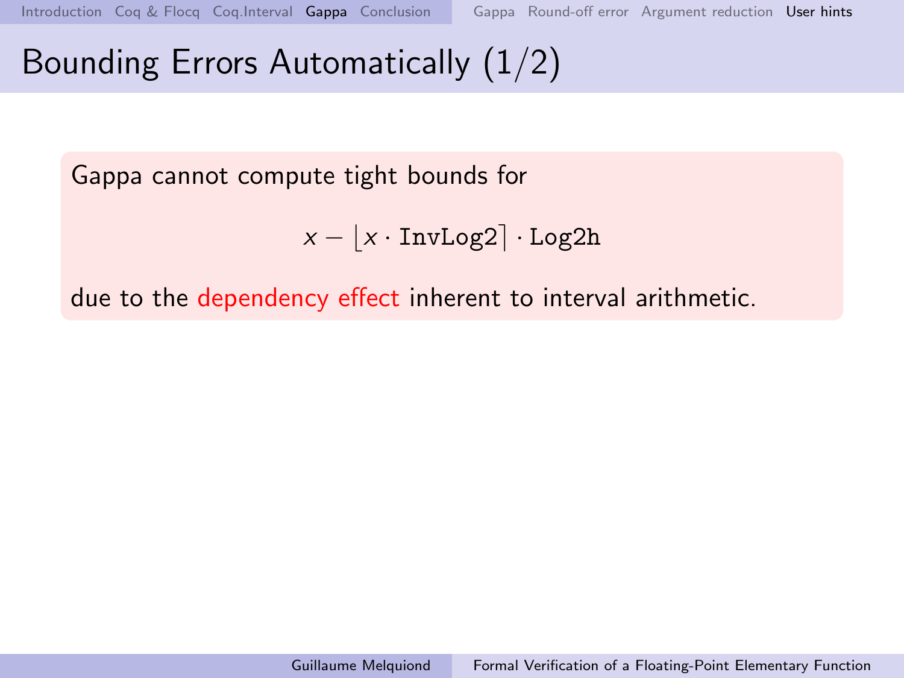# Bounding Errors Automatically (1/2)

Gappa cannot compute tight bounds for

$$x - \lfloor x \cdot \texttt{InvLog2} \rceil \cdot \texttt{Log2h}$$

due to the dependency effect inherent to interval arithmetic.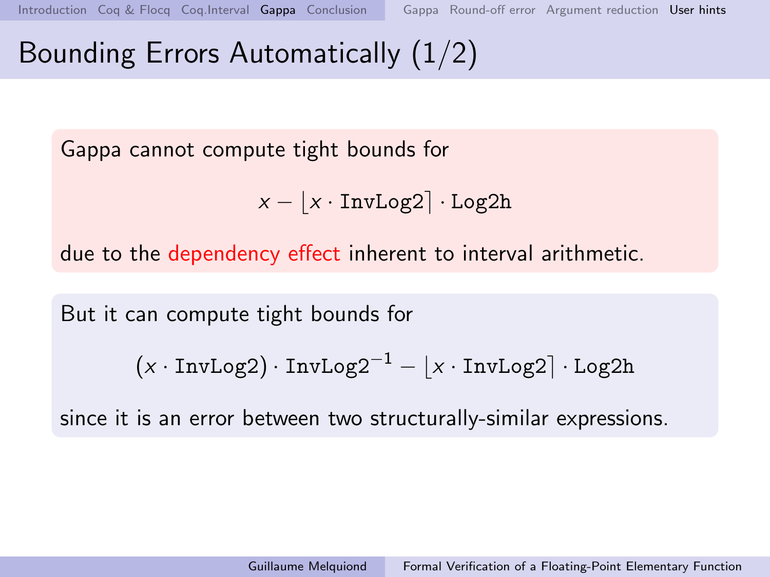# Bounding Errors Automatically (1/2)

Gappa cannot compute tight bounds for

$$x - \lfloor x \cdot \texttt{InvLog2} \rceil \cdot \texttt{Log2h}$$

due to the dependency effect inherent to interval arithmetic.

But it can compute tight bounds for

$$(x \cdot \texttt{InvLog2}) \cdot \texttt{InvLog2}^{-1} - \lfloor x \cdot \texttt{InvLog2} \rceil \cdot \texttt{Log2h}$$

since it is an error between two structurally-similar expressions.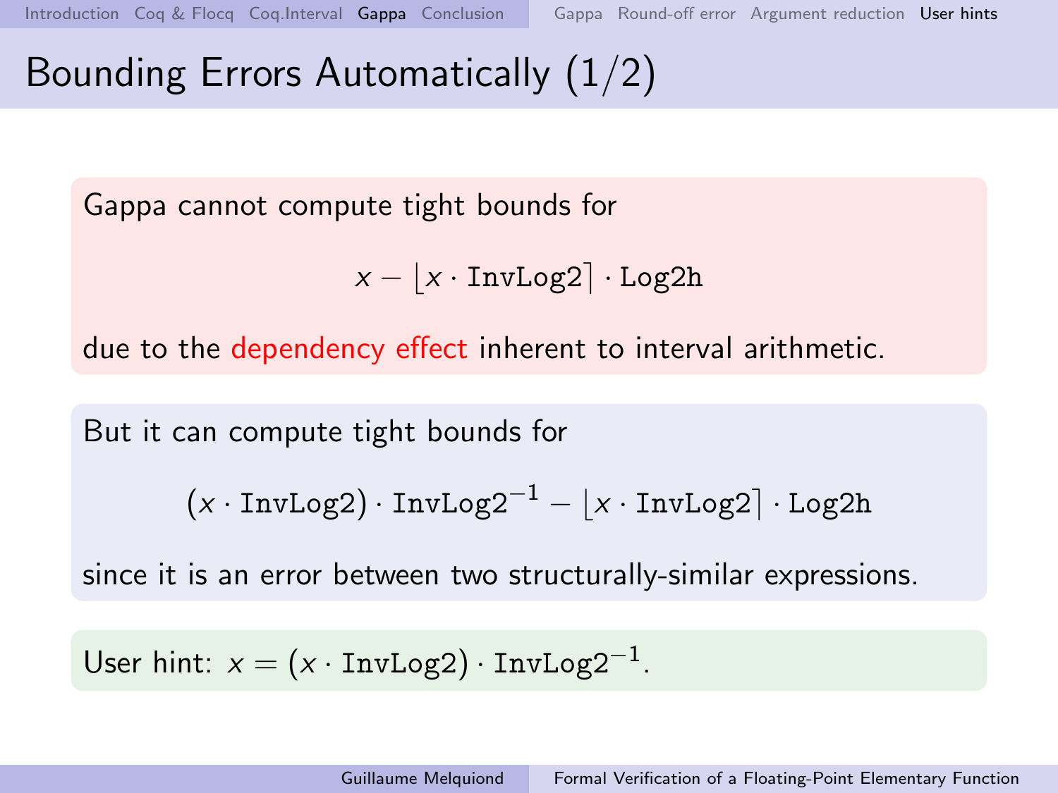# Bounding Errors Automatically (1/2)

Gappa cannot compute tight bounds for

$$x - \lfloor x \cdot \texttt{InvLog2} \rceil \cdot \texttt{Log2h}$$

due to the dependency effect inherent to interval arithmetic.

But it can compute tight bounds for

$$(x \cdot \texttt{InvLog2}) \cdot \texttt{InvLog2}^{-1} - \lfloor x \cdot \texttt{InvLog2} \rceil \cdot \texttt{Log2h}$$

since it is an error between two structurally-similar expressions.

User hint: $x = (x \cdot \texttt{InvLog2}) \cdot \texttt{InvLog2}^{-1}$.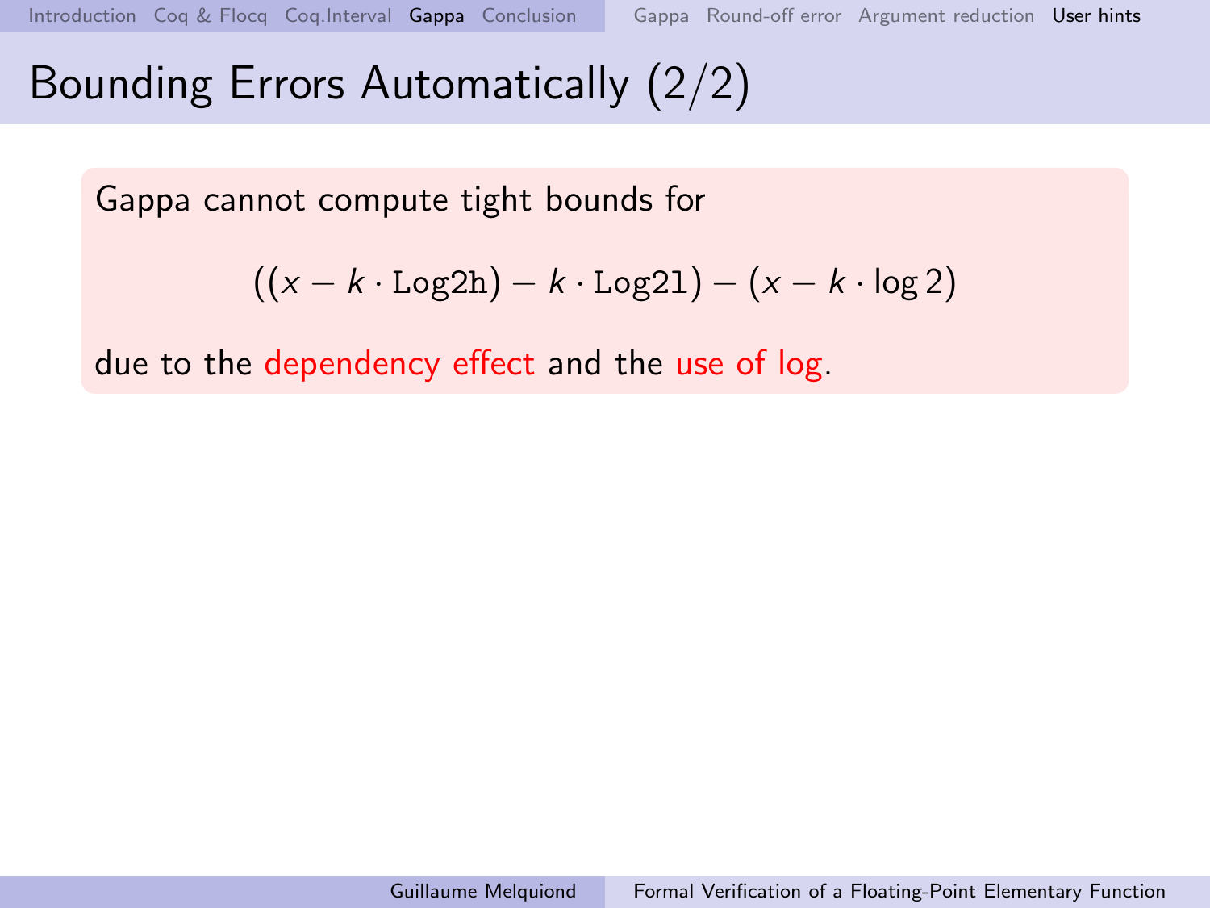# Bounding Errors Automatically (2/2)

Gappa cannot compute tight bounds for

$$((x - k \cdot \texttt{Log2h}) - k \cdot \texttt{Log2l}) - (x - k \cdot \log 2)$$

due to the dependency effect and the use of log.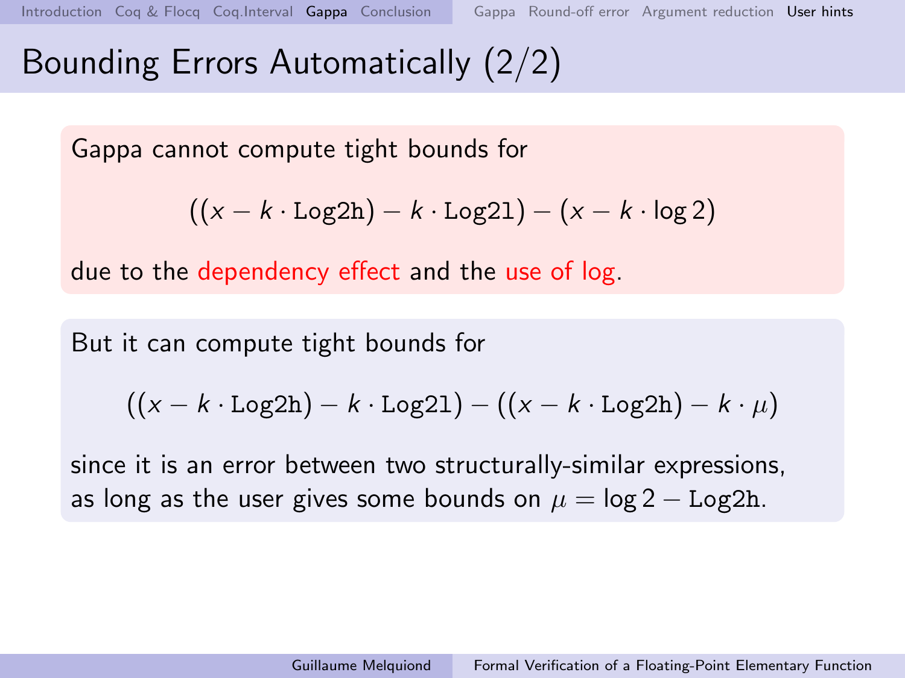# Bounding Errors Automatically (2/2)

Gappa cannot compute tight bounds for

$$((x - k \cdot \texttt{Log2h}) - k \cdot \texttt{Log2l}) - (x - k \cdot \log 2)$$

due to the dependency effect and the use of log.

But it can compute tight bounds for

$$((x - k \cdot \texttt{Log2h}) - k \cdot \texttt{Log2l}) - ((x - k \cdot \texttt{Log2h}) - k \cdot \mu)$$

since it is an error between two structurally-similar expressions, as long as the user gives some bounds on $\mu = \log 2 - \texttt{Log2h}$.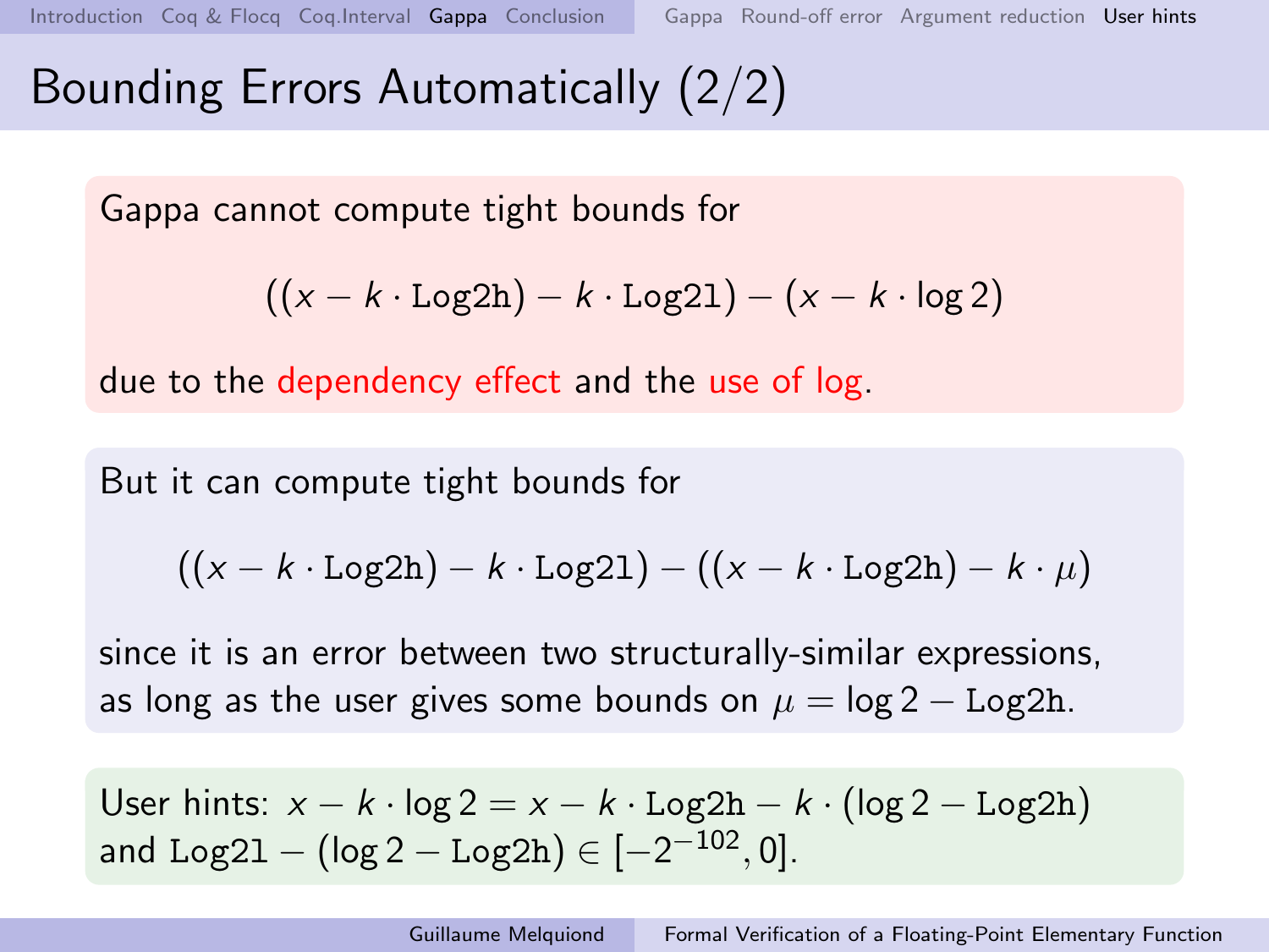# Bounding Errors Automatically (2/2)

Gappa cannot compute tight bounds for

$$((x - k \cdot \texttt{Log2h}) - k \cdot \texttt{Log2l}) - (x - k \cdot \log 2)$$

due to the dependency effect and the use of log.

But it can compute tight bounds for

$$((x - k \cdot \texttt{Log2h}) - k \cdot \texttt{Log2l}) - ((x - k \cdot \texttt{Log2h}) - k \cdot \mu)$$

since it is an error between two structurally-similar expressions, as long as the user gives some bounds on $\mu = \log 2 - \texttt{Log2h}$.

User hints: $x - k \cdot \log 2 = x - k \cdot \texttt{Log2h} - k \cdot (\log 2 - \texttt{Log2h})$ and $\texttt{Log2l} - (\log 2 - \texttt{Log2h}) \in [-2^{-102}, 0]$.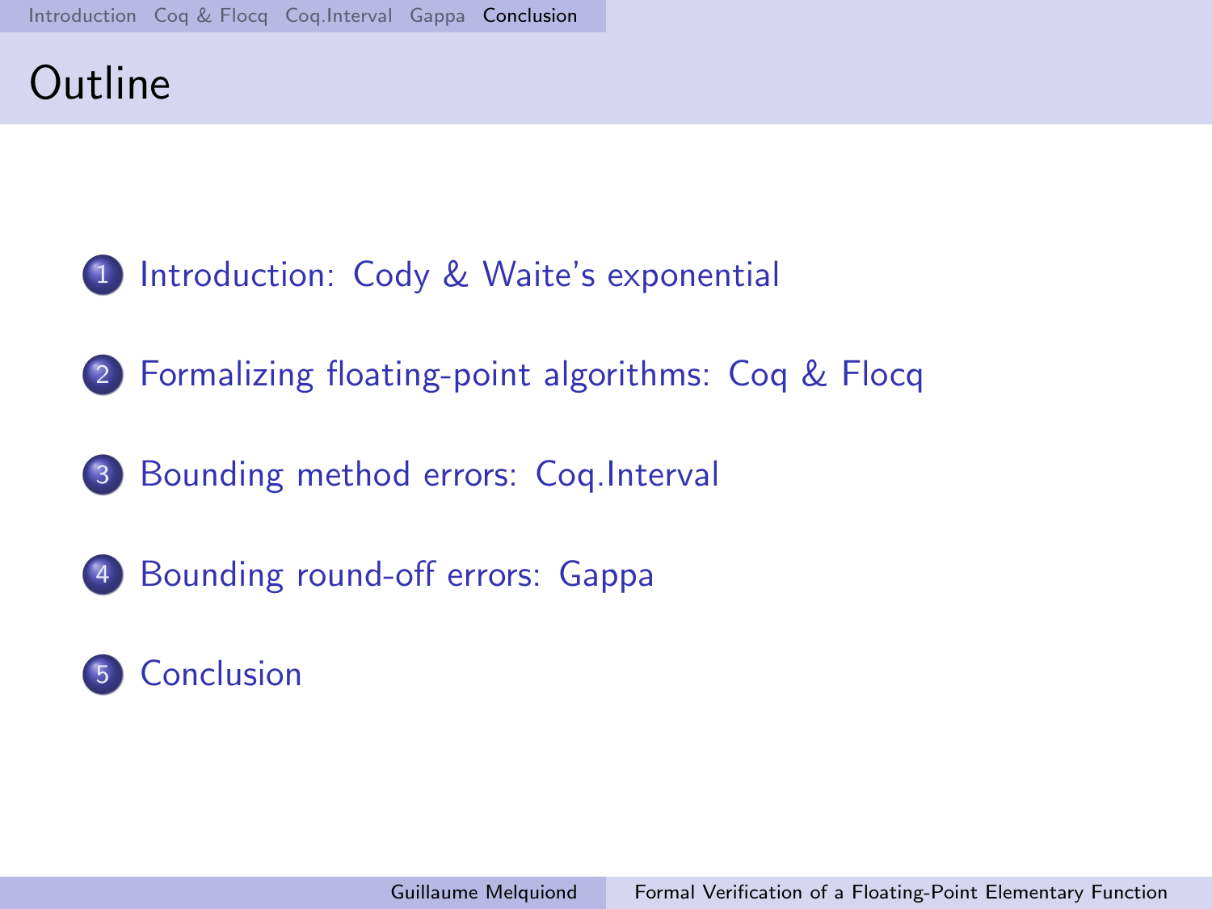# Outline

1. Introduction: Cody & Waite's exponential
2. Formalizing floating-point algorithms: Coq & Flocq
3. Bounding method errors: Coq.Interval
4. Bounding round-off errors: Gappa
5. Conclusion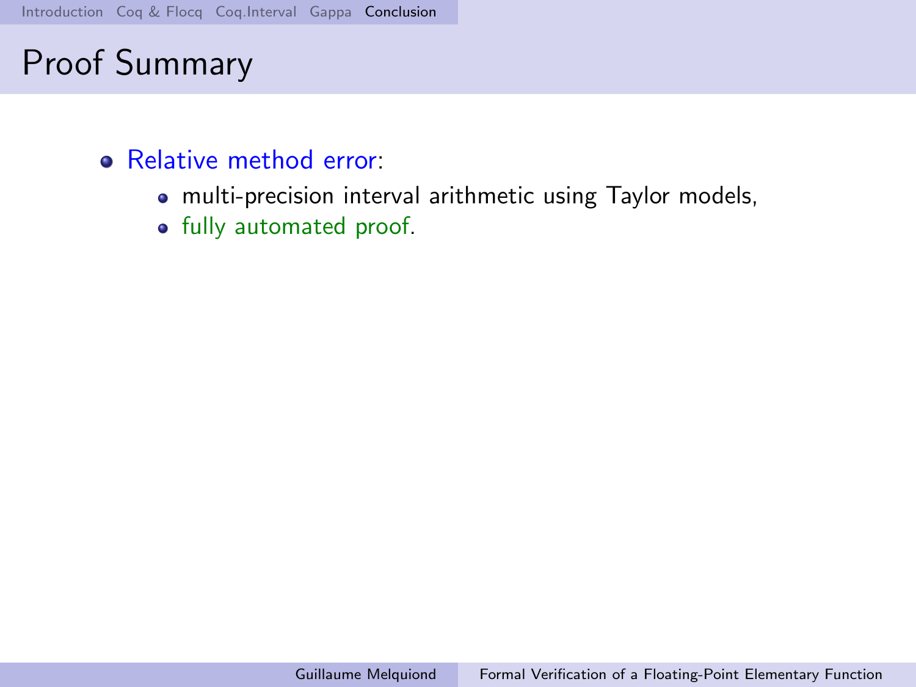# Proof Summary

- Relative method error:
  - multi-precision interval arithmetic using Taylor models,
  - fully automated proof.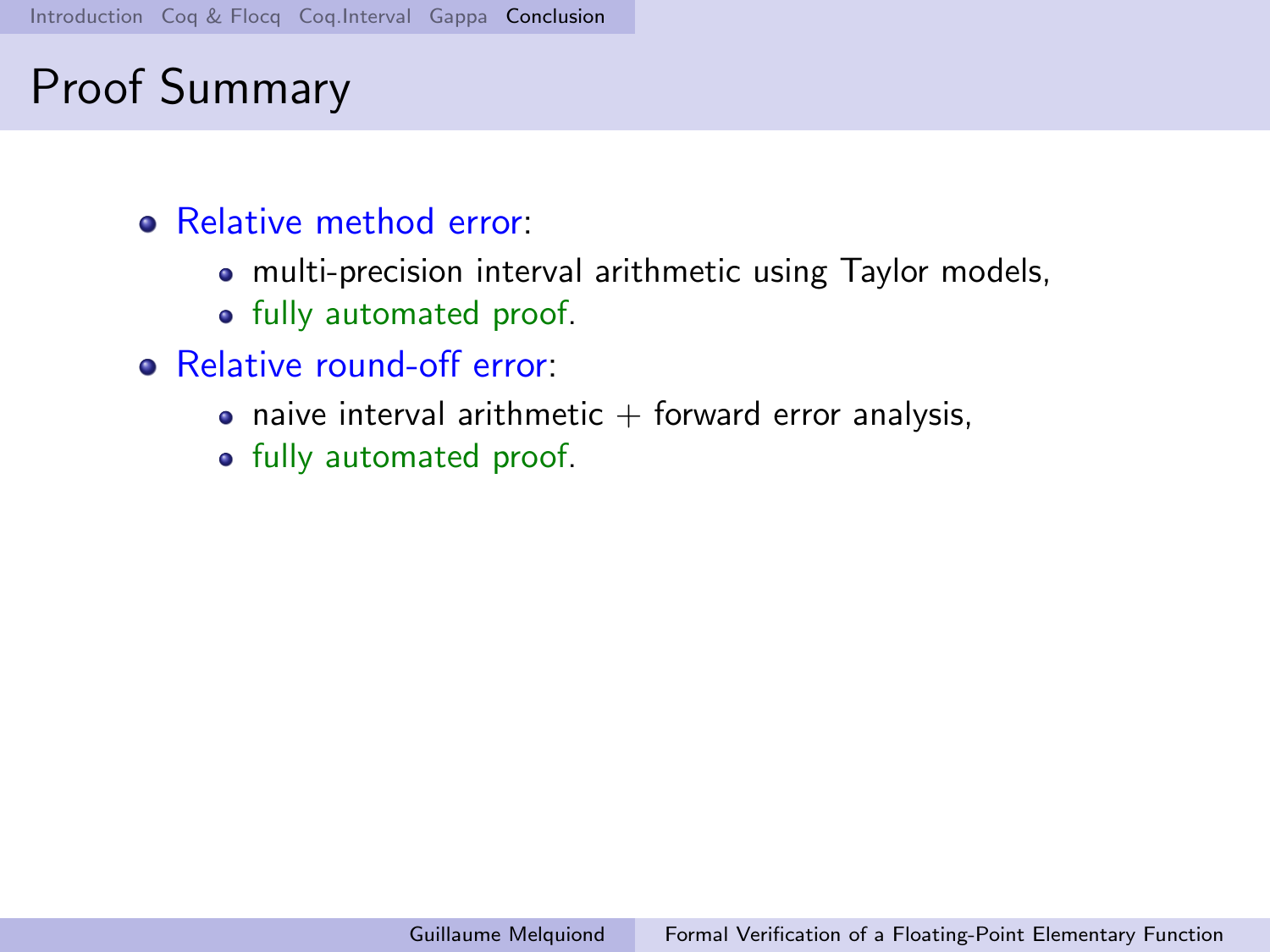# Proof Summary

- Relative method error:
  - multi-precision interval arithmetic using Taylor models,
  - fully automated proof.
- Relative round-off error:
  - naive interval arithmetic + forward error analysis,
  - fully automated proof.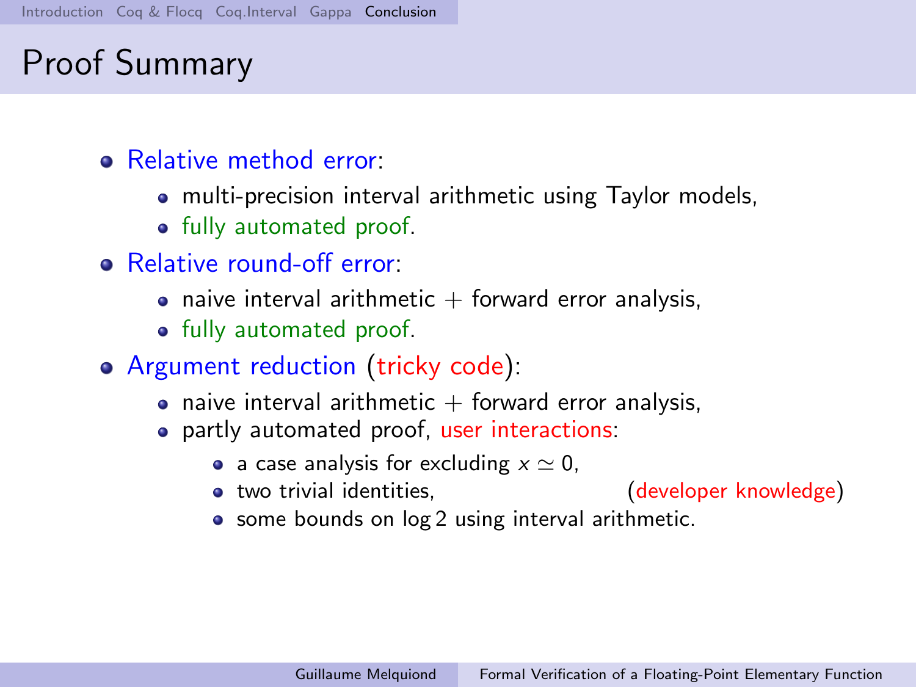# Proof Summary

- Relative method error:
  - multi-precision interval arithmetic using Taylor models,
  - fully automated proof.
- Relative round-off error:
  - naive interval arithmetic + forward error analysis,
  - fully automated proof.
- Argument reduction (tricky code):
  - naive interval arithmetic + forward error analysis,
  - partly automated proof, user interactions:
    - a case analysis for excluding $x \simeq 0$,
    - two trivial identities, (developer knowledge)
    - some bounds on $\log 2$ using interval arithmetic.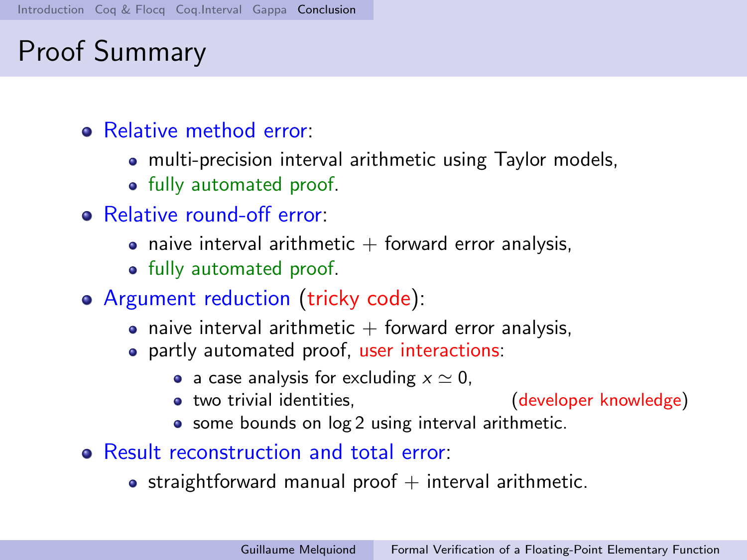## Proof Summary

- Relative method error:
  - multi-precision interval arithmetic using Taylor models,
  - fully automated proof.
- Relative round-off error:
  - naive interval arithmetic + forward error analysis,
  - fully automated proof.
- Argument reduction (tricky code):
  - naive interval arithmetic + forward error analysis,
  - partly automated proof, user interactions:
    - a case analysis for excluding $x \simeq 0$,
    - two trivial identities, (developer knowledge)
    - some bounds on $\log 2$ using interval arithmetic.
- Result reconstruction and total error:
  - straightforward manual proof + interval arithmetic.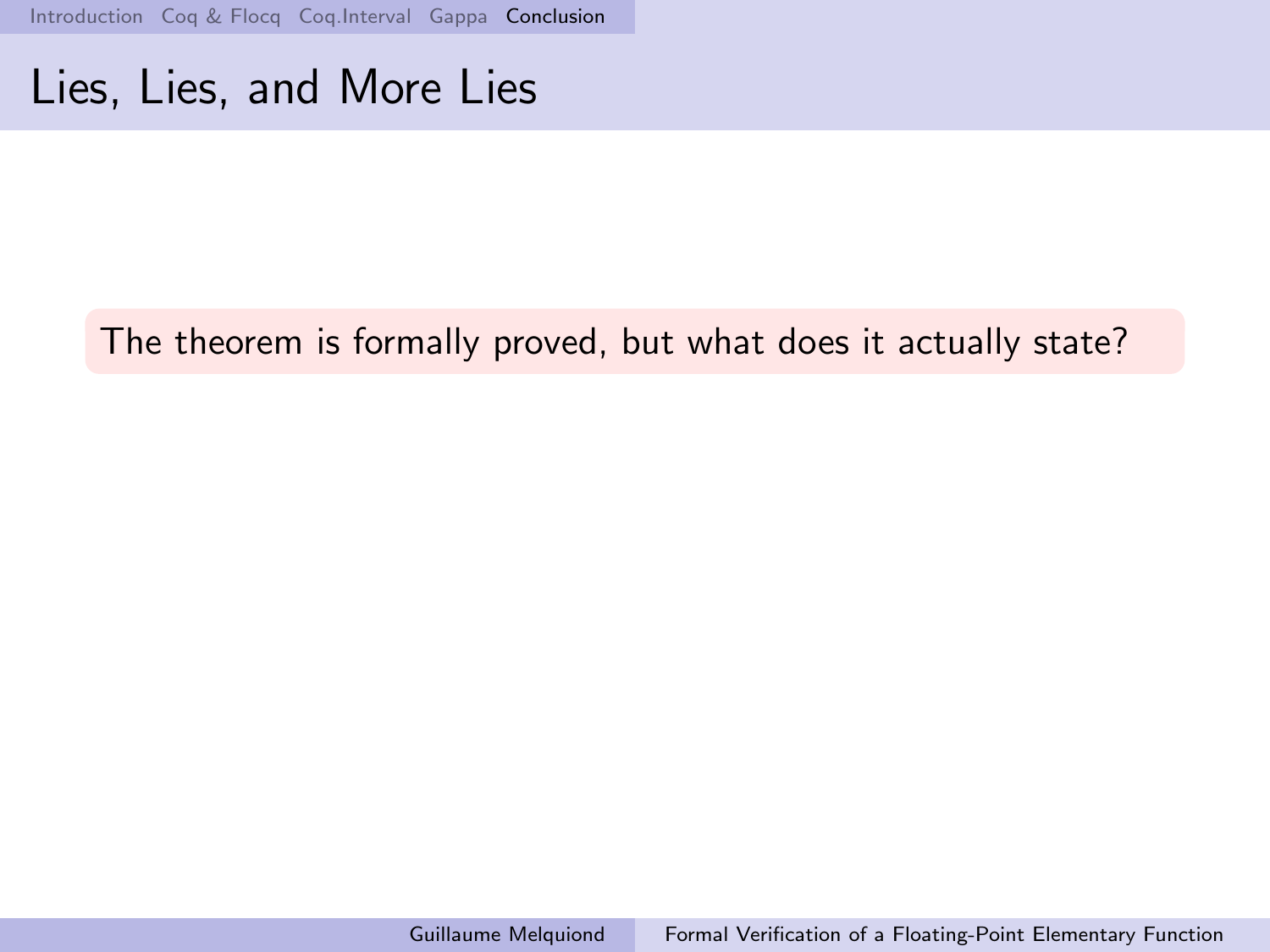# Lies, Lies, and More Lies

The theorem is formally proved, but what does it actually state?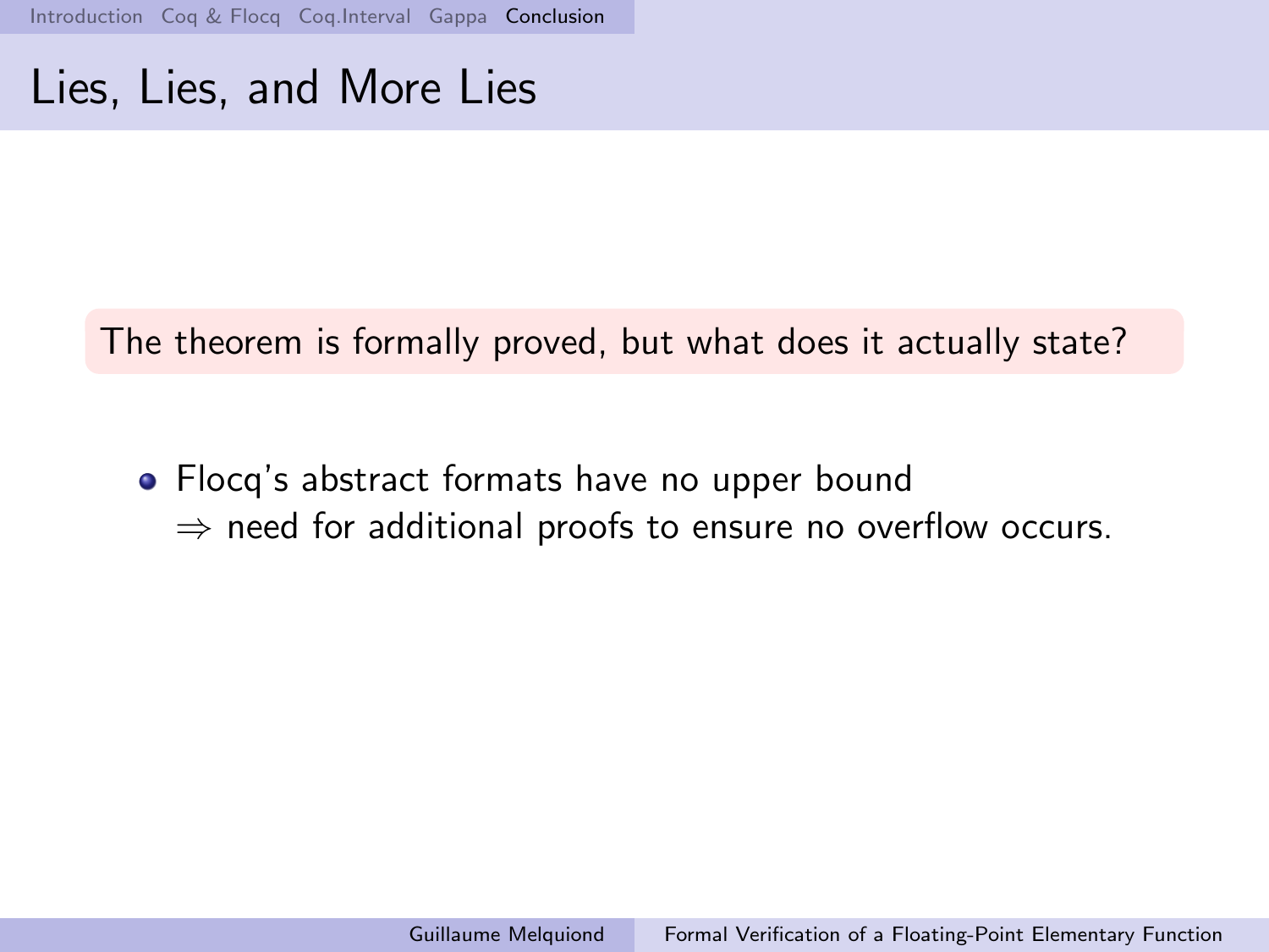# Lies, Lies, and More Lies

The theorem is formally proved, but what does it actually state?

- Flocq's abstract formats have no upper bound
  $\Rightarrow$ need for additional proofs to ensure no overflow occurs.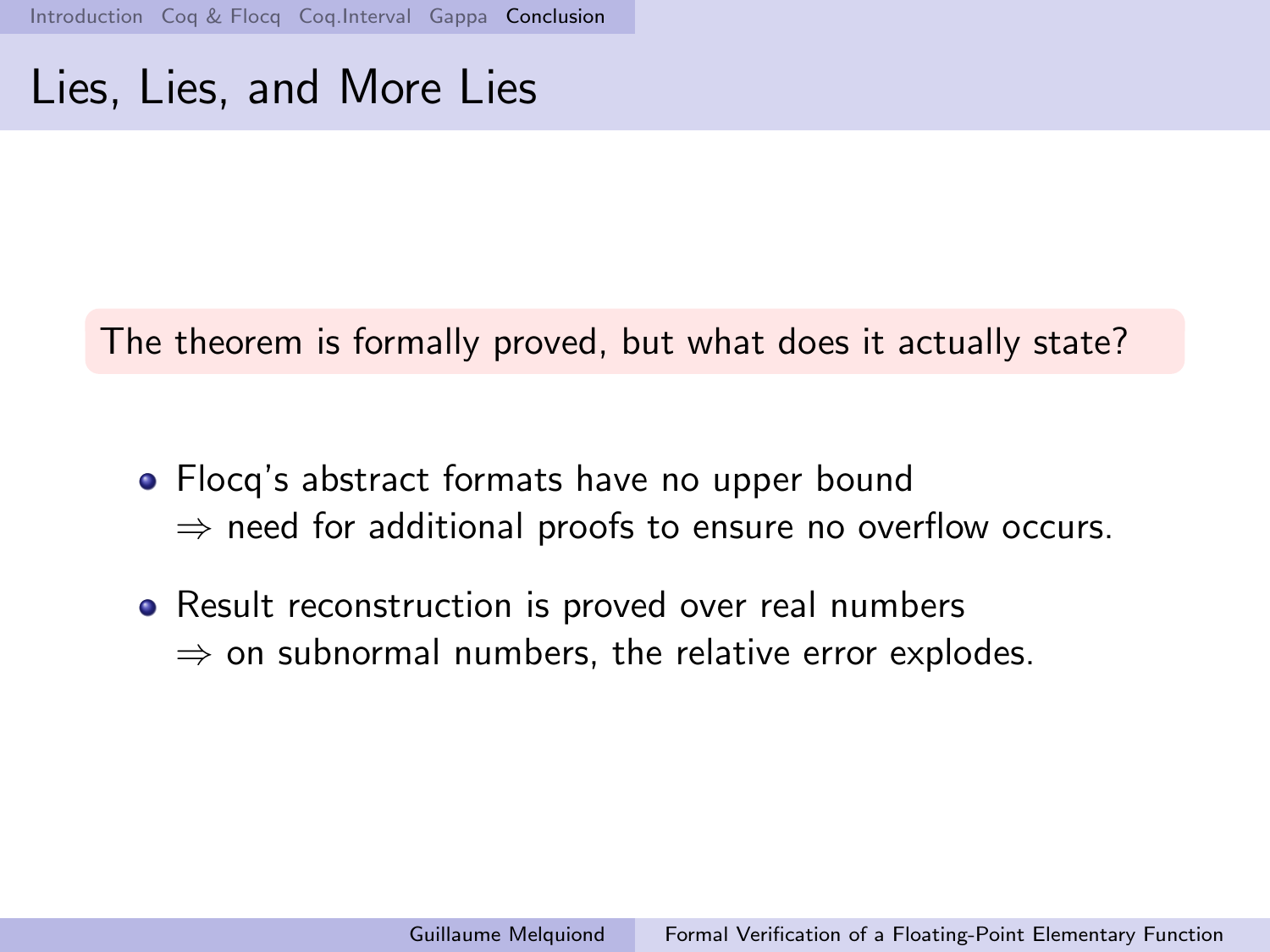# Lies, Lies, and More Lies

The theorem is formally proved, but what does it actually state?

- Flocq's abstract formats have no upper bound
  $\Rightarrow$ need for additional proofs to ensure no overflow occurs.
- Result reconstruction is proved over real numbers
  $\Rightarrow$ on subnormal numbers, the relative error explodes.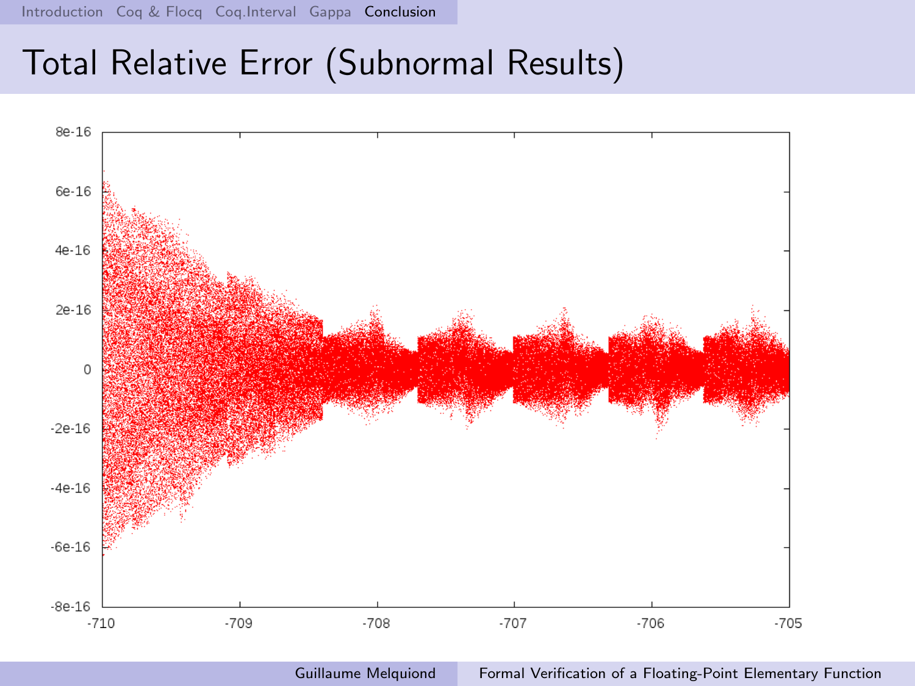# Total Relative Error (Subnormal Results)

8e-16

6e-16

4e-16

2e-16

0

-2e-16

-4e-16

-6e-16

-8e-16

-710 -709 -708 -707 -706 -705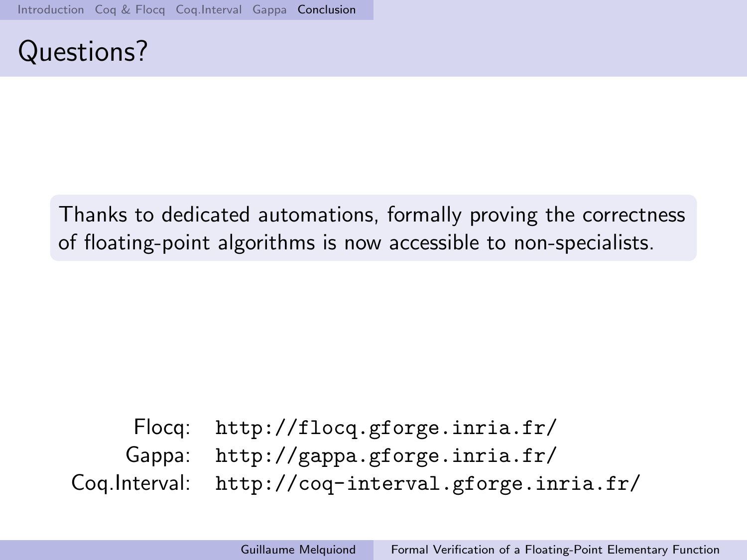# Questions?

Thanks to dedicated automations, formally proving the correctness of floating-point algorithms is now accessible to non-specialists.

| | |
|---|---|
| Flocq: | `http://flocq.gforge.inria.fr/` |
| Gappa: | `http://gappa.gforge.inria.fr/` |
| Coq.Interval: | `http://coq-interval.gforge.inria.fr/` |